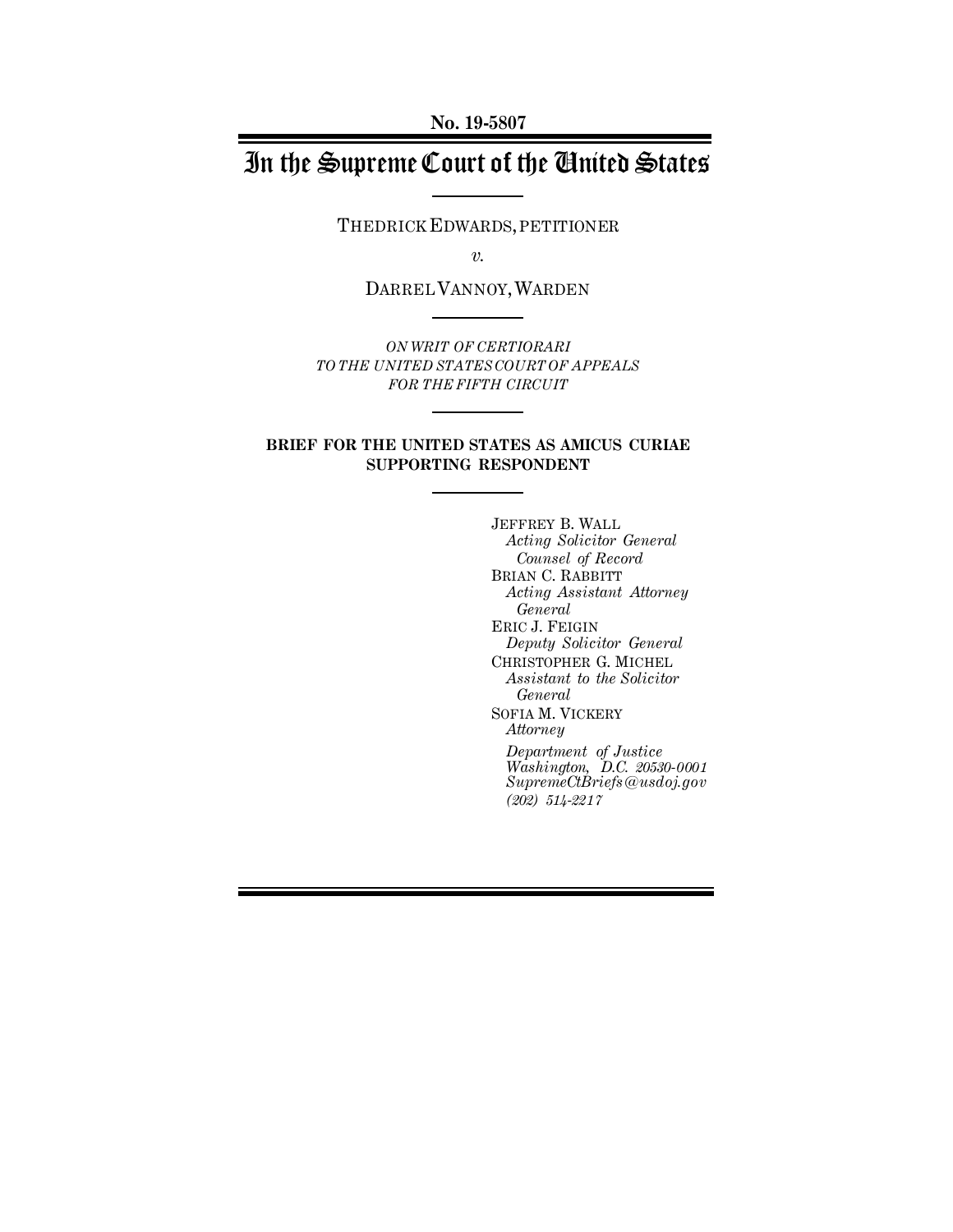**No. 19-5807**

# In the Supreme Court of the United States

THEDRICK EDWARDS, PETITIONER

*v.*

DARREL VANNOY, WARDEN

*ON WRIT OF CERTIORARI*
*TO THE UNITED STATES COURT OF APPEALS*
*FOR THE FIFTH CIRCUIT*

**BRIEF FOR THE UNITED STATES AS AMICUS CURIAE SUPPORTING RESPONDENT**

JEFFREY B. WALL
*Acting Solicitor General*
*Counsel of Record*
BRIAN C. RABBITT
*Acting Assistant Attorney General*
ERIC J. FEIGIN
*Deputy Solicitor General*
CHRISTOPHER G. MICHEL
*Assistant to the Solicitor General*
SOFIA M. VICKERY
*Attorney*

*Department of Justice*
*Washington, D.C. 20530-0001*
*SupremeCtBriefs@usdoj.gov*
*(202) 514-2217*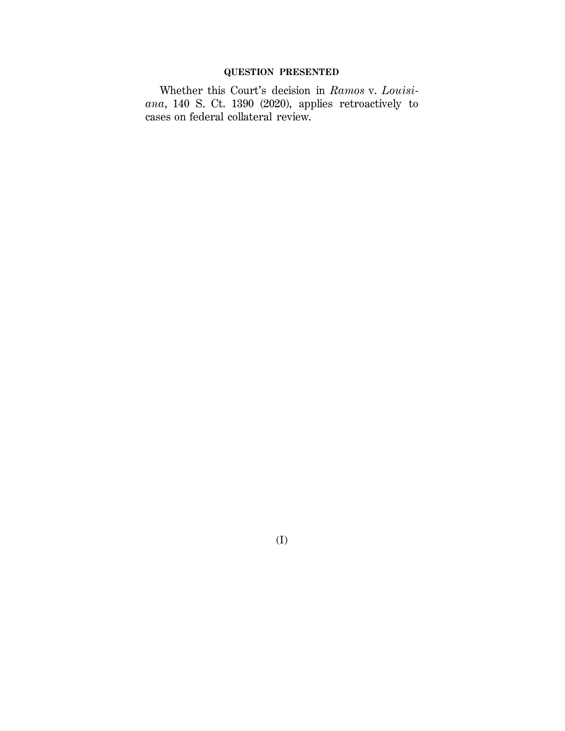## QUESTION PRESENTED

Whether this Court's decision in *Ramos* v. *Louisiana*, 140 S. Ct. 1390 (2020), applies retroactively to cases on federal collateral review.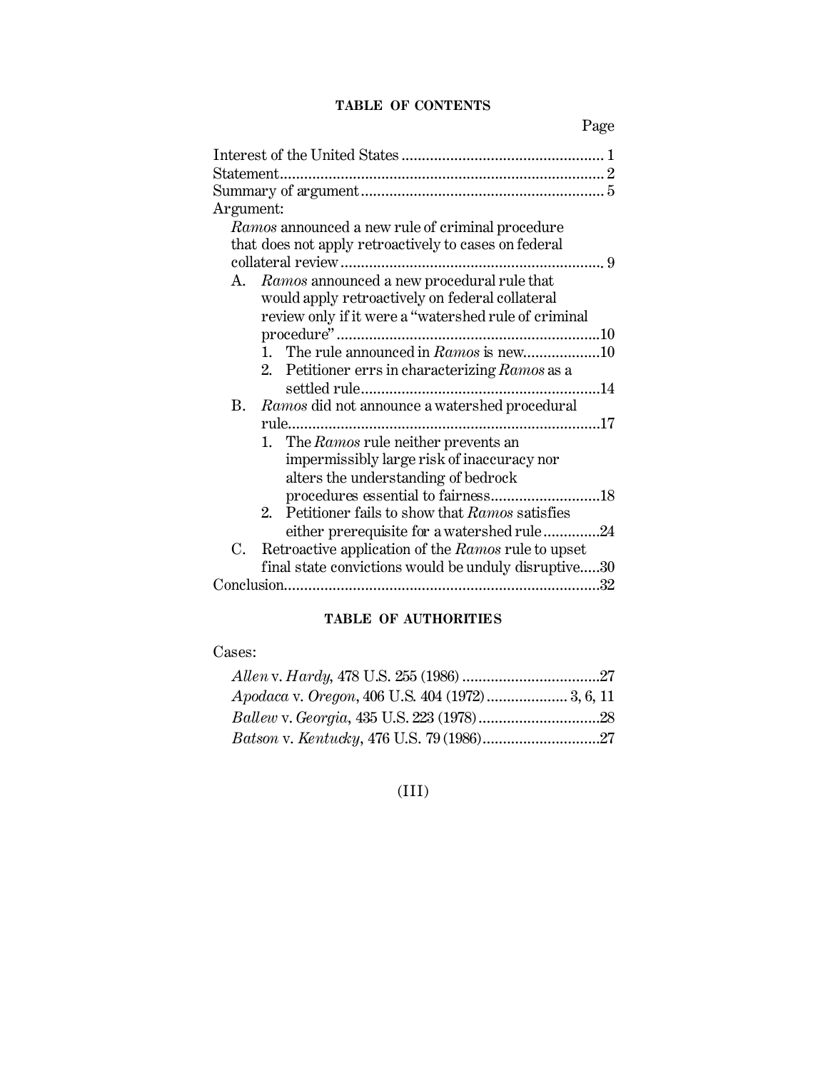## TABLE OF CONTENTS

Page

Interest of the United States .... 1
Statement .... 2
Summary of argument .... 5
Argument:

*Ramos* announced a new rule of criminal procedure that does not apply retroactively to cases on federal collateral review .... 9

- A. *Ramos* announced a new procedural rule that would apply retroactively on federal collateral review only if it were a "watershed rule of criminal procedure" .... 10
  1. The rule announced in *Ramos* is new .... 10
  2. Petitioner errs in characterizing *Ramos* as a settled rule .... 14
- B. *Ramos* did not announce a watershed procedural rule .... 17
  1. The *Ramos* rule neither prevents an impermissibly large risk of inaccuracy nor alters the understanding of bedrock procedures essential to fairness .... 18
  2. Petitioner fails to show that *Ramos* satisfies either prerequisite for a watershed rule .... 24
- C. Retroactive application of the *Ramos* rule to upset final state convictions would be unduly disruptive .... 30

Conclusion .... 32

## TABLE OF AUTHORITIES

Cases:

*Allen* v. *Hardy*, 478 U.S. 255 (1986) .... 27
*Apodaca* v. *Oregon*, 406 U.S. 404 (1972) .... 3, 6, 11
*Ballew* v. *Georgia*, 435 U.S. 223 (1978) .... 28
*Batson* v. *Kentucky*, 476 U.S. 79 (1986) .... 27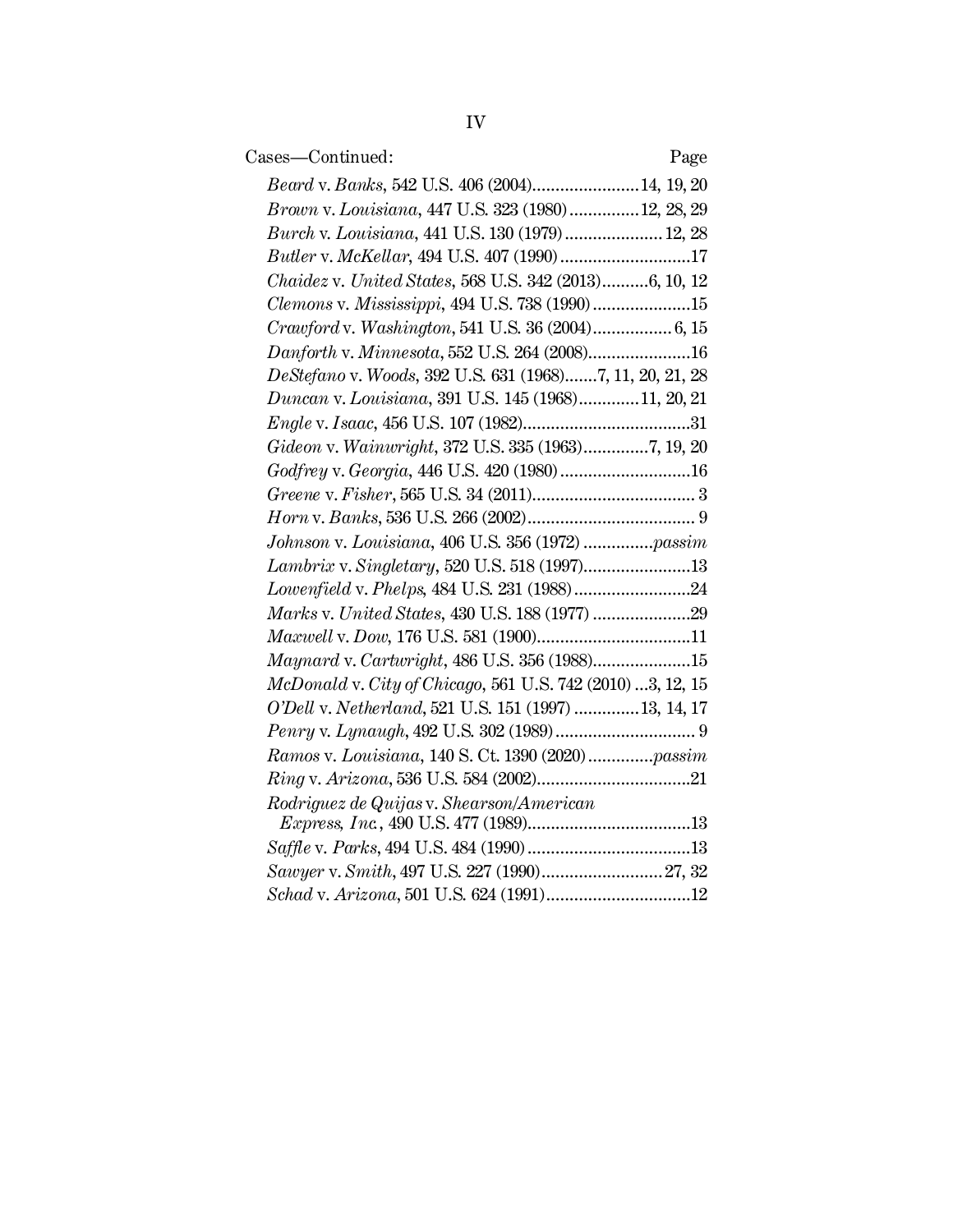Cases—Continued: Page

*Beard* v. *Banks*, 542 U.S. 406 (2004)....................... 14, 19, 20

*Brown* v. *Louisiana*, 447 U.S. 323 (1980)............... 12, 28, 29

*Burch* v. *Louisiana*, 441 U.S. 130 (1979)..................... 12, 28

*Butler* v. *McKellar*, 494 U.S. 407 (1990)............................17

*Chaidez* v. *United States*, 568 U.S. 342 (2013)..........6, 10, 12

*Clemons* v. *Mississippi*, 494 U.S. 738 (1990).....................15

*Crawford* v. *Washington*, 541 U.S. 36 (2004)................. 6, 15

*Danforth* v. *Minnesota*, 552 U.S. 264 (2008)......................16

*DeStefano* v. *Woods*, 392 U.S. 631 (1968).......7, 11, 20, 21, 28

*Duncan* v. *Louisiana*, 391 U.S. 145 (1968)............11, 20, 21

*Engle* v. *Isaac*, 456 U.S. 107 (1982)....................................31

*Gideon* v. *Wainwright*, 372 U.S. 335 (1963).............7, 19, 20

*Godfrey* v. *Georgia*, 446 U.S. 420 (1980)............................16

*Greene* v. *Fisher*, 565 U.S. 34 (2011)................................... 3

*Horn* v. *Banks*, 536 U.S. 266 (2002).................................... 9

*Johnson* v. *Louisiana*, 406 U.S. 356 (1972) ...............*passim*

*Lambrix* v. *Singletary*, 520 U.S. 518 (1997).......................13

*Lowenfield* v. *Phelps*, 484 U.S. 231 (1988).........................24

*Marks* v. *United States*, 430 U.S. 188 (1977) .....................29

*Maxwell* v. *Dow*, 176 U.S. 581 (1900).................................11

*Maynard* v. *Cartwright*, 486 U.S. 356 (1988).....................15

*McDonald* v. *City of Chicago*, 561 U.S. 742 (2010) ...3, 12, 15

*O'Dell* v. *Netherland*, 521 U.S. 151 (1997) .............13, 14, 17

*Penry* v. *Lynaugh*, 492 U.S. 302 (1989).............................. 9

*Ramos* v. *Louisiana*, 140 S. Ct. 1390 (2020).............*passim*

*Ring* v. *Arizona*, 536 U.S. 584 (2002).................................21

*Rodriguez de Quijas* v. *Shearson/American Express, Inc.*, 490 U.S. 477 (1989)...................................13

*Saffle* v. *Parks*, 494 U.S. 484 (1990)...................................13

*Sawyer* v. *Smith*, 497 U.S. 227 (1990).......................... 27, 32

*Schad* v. *Arizona*, 501 U.S. 624 (1991)...............................12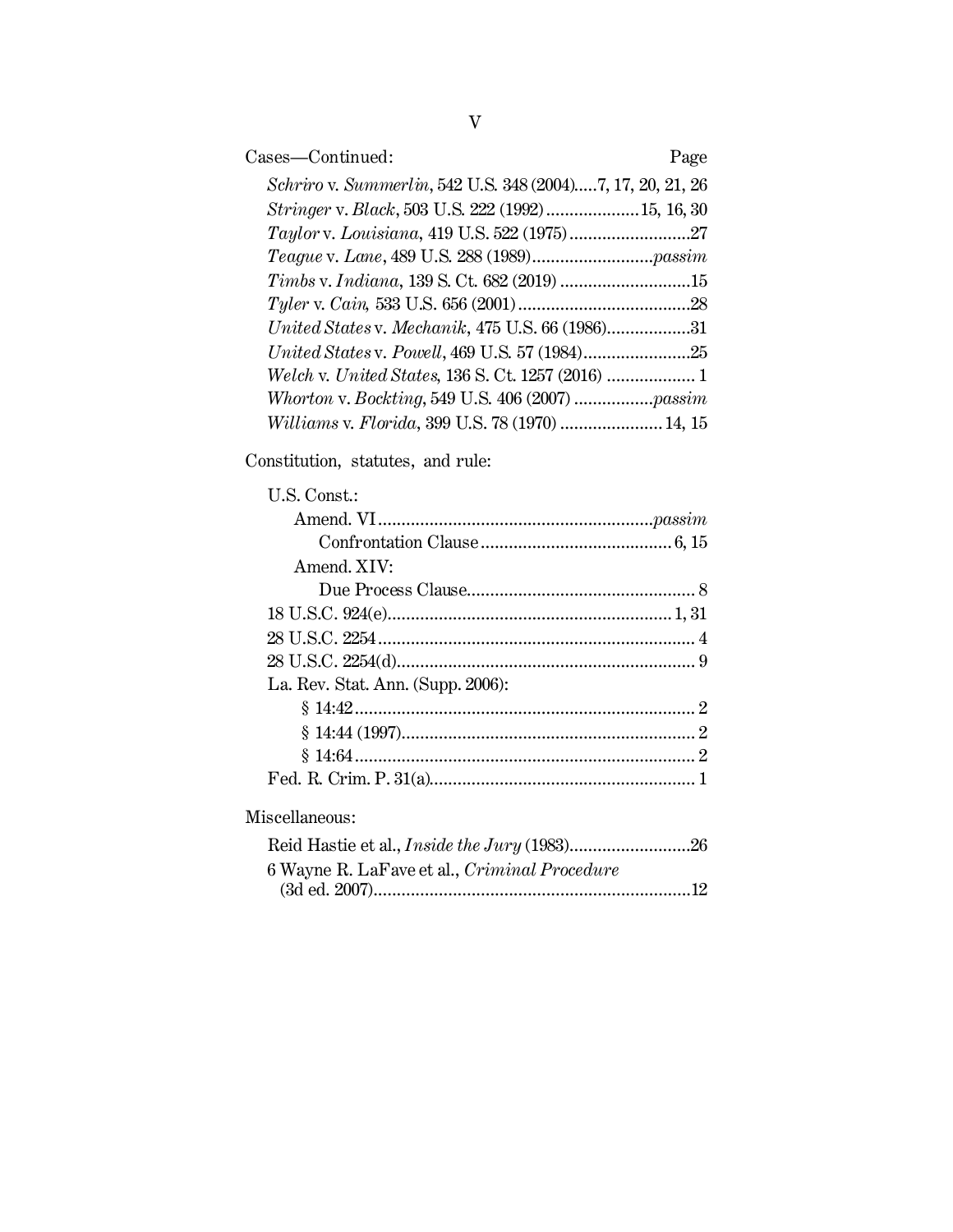Cases—Continued: Page

*Schriro* v. *Summerlin*, 542 U.S. 348 (2004).....7, 17, 20, 21, 26
*Stringer* v. *Black*, 503 U.S. 222 (1992)....................15, 16, 30
*Taylor* v. *Louisiana*, 419 U.S. 522 (1975)..........................27
*Teague* v. *Lane*, 489 U.S. 288 (1989)..........................*passim*
*Timbs* v. *Indiana*, 139 S. Ct. 682 (2019) ............................15
*Tyler* v. *Cain*, 533 U.S. 656 (2001).....................................28
*United States* v. *Mechanik*, 475 U.S. 66 (1986)..................31
*United States* v. *Powell*, 469 U.S. 57 (1984).......................25
*Welch* v. *United States*, 136 S. Ct. 1257 (2016) ................... 1
*Whorton* v. *Bockting*, 549 U.S. 406 (2007) .................*passim*
*Williams* v. *Florida*, 399 U.S. 78 (1970) ...................... 14, 15

Constitution, statutes, and rule:

U.S. Const.:
- Amend. VI..........................................................*passim*
  - Confrontation Clause......................................... 6, 15
- Amend. XIV:
  - Due Process Clause................................................ 8

18 U.S.C. 924(e)............................................................ 1, 31
28 U.S.C. 2254.................................................................... 4
28 U.S.C. 2254(d)................................................................ 9
La. Rev. Stat. Ann. (Supp. 2006):
- § 14:42......................................................................... 2
- § 14:44 (1997).............................................................. 2
- § 14:64......................................................................... 2

Fed. R. Crim. P. 31(a)......................................................... 1

Miscellaneous:

Reid Hastie et al., *Inside the Jury* (1983)..........................26
6 Wayne R. LaFave et al., *Criminal Procedure* (3d ed. 2007)....................................................................12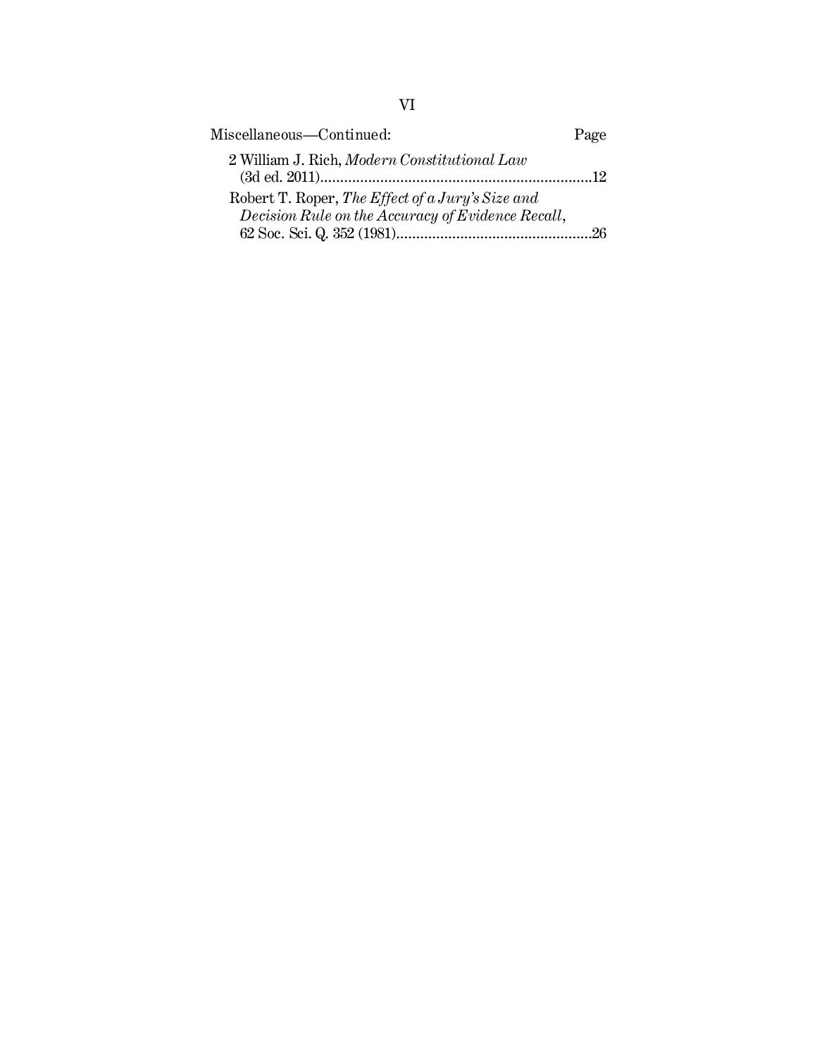Miscellaneous—Continued: Page

2 William J. Rich, *Modern Constitutional Law* (3d ed. 2011)....................................................................12

Robert T. Roper, *The Effect of a Jury's Size and Decision Rule on the Accuracy of Evidence Recall*, 62 Soc. Sci. Q. 352 (1981).................................................26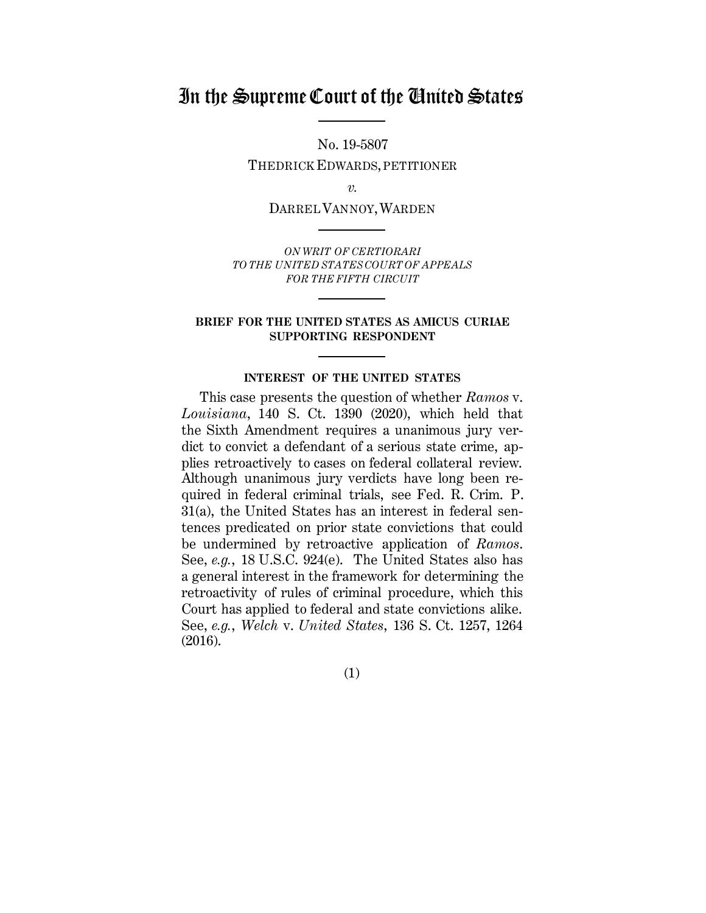# In the Supreme Court of the United States

No. 19-5807

THEDRICK EDWARDS, PETITIONER

*v.*

DARREL VANNOY, WARDEN

*ON WRIT OF CERTIORARI*
*TO THE UNITED STATES COURT OF APPEALS*
*FOR THE FIFTH CIRCUIT*

**BRIEF FOR THE UNITED STATES AS AMICUS CURIAE SUPPORTING RESPONDENT**

**INTEREST OF THE UNITED STATES**

This case presents the question of whether *Ramos* v. *Louisiana*, 140 S. Ct. 1390 (2020), which held that the Sixth Amendment requires a unanimous jury verdict to convict a defendant of a serious state crime, applies retroactively to cases on federal collateral review. Although unanimous jury verdicts have long been required in federal criminal trials, see Fed. R. Crim. P. 31(a), the United States has an interest in federal sentences predicated on prior state convictions that could be undermined by retroactive application of *Ramos*. See, *e.g.*, 18 U.S.C. 924(e). The United States also has a general interest in the framework for determining the retroactivity of rules of criminal procedure, which this Court has applied to federal and state convictions alike. See, *e.g.*, *Welch* v. *United States*, 136 S. Ct. 1257, 1264 (2016).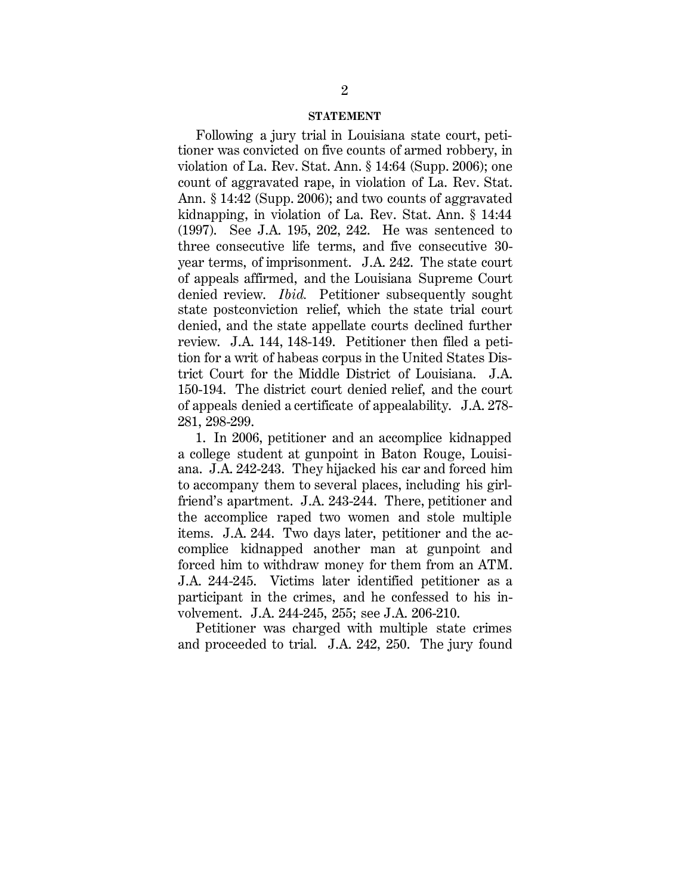## STATEMENT

Following a jury trial in Louisiana state court, petitioner was convicted on five counts of armed robbery, in violation of La. Rev. Stat. Ann. § 14:64 (Supp. 2006); one count of aggravated rape, in violation of La. Rev. Stat. Ann. § 14:42 (Supp. 2006); and two counts of aggravated kidnapping, in violation of La. Rev. Stat. Ann. § 14:44 (1997). See J.A. 195, 202, 242. He was sentenced to three consecutive life terms, and five consecutive 30-year terms, of imprisonment. J.A. 242. The state court of appeals affirmed, and the Louisiana Supreme Court denied review. *Ibid.* Petitioner subsequently sought state postconviction relief, which the state trial court denied, and the state appellate courts declined further review. J.A. 144, 148-149. Petitioner then filed a petition for a writ of habeas corpus in the United States District Court for the Middle District of Louisiana. J.A. 150-194. The district court denied relief, and the court of appeals denied a certificate of appealability. J.A. 278-281, 298-299.

1. In 2006, petitioner and an accomplice kidnapped a college student at gunpoint in Baton Rouge, Louisiana. J.A. 242-243. They hijacked his car and forced him to accompany them to several places, including his girlfriend's apartment. J.A. 243-244. There, petitioner and the accomplice raped two women and stole multiple items. J.A. 244. Two days later, petitioner and the accomplice kidnapped another man at gunpoint and forced him to withdraw money for them from an ATM. J.A. 244-245. Victims later identified petitioner as a participant in the crimes, and he confessed to his involvement. J.A. 244-245, 255; see J.A. 206-210.

Petitioner was charged with multiple state crimes and proceeded to trial. J.A. 242, 250. The jury found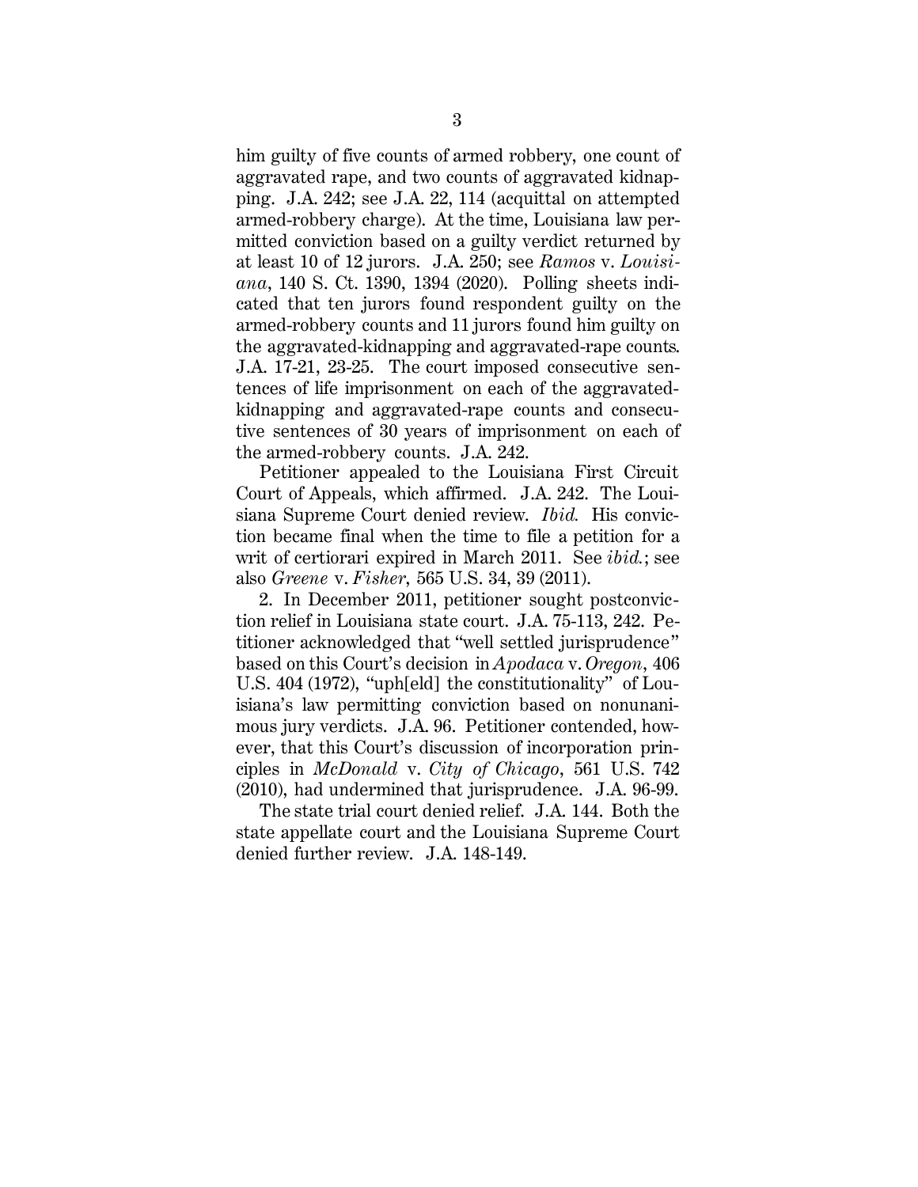him guilty of five counts of armed robbery, one count of aggravated rape, and two counts of aggravated kidnapping. J.A. 242; see J.A. 22, 114 (acquittal on attempted armed-robbery charge). At the time, Louisiana law permitted conviction based on a guilty verdict returned by at least 10 of 12 jurors. J.A. 250; see *Ramos* v. *Louisiana*, 140 S. Ct. 1390, 1394 (2020). Polling sheets indicated that ten jurors found respondent guilty on the armed-robbery counts and 11 jurors found him guilty on the aggravated-kidnapping and aggravated-rape counts. J.A. 17-21, 23-25. The court imposed consecutive sentences of life imprisonment on each of the aggravated-kidnapping and aggravated-rape counts and consecutive sentences of 30 years of imprisonment on each of the armed-robbery counts. J.A. 242.

Petitioner appealed to the Louisiana First Circuit Court of Appeals, which affirmed. J.A. 242. The Louisiana Supreme Court denied review. *Ibid.* His conviction became final when the time to file a petition for a writ of certiorari expired in March 2011. See *ibid.*; see also *Greene* v. *Fisher*, 565 U.S. 34, 39 (2011).

2. In December 2011, petitioner sought postconviction relief in Louisiana state court. J.A. 75-113, 242. Petitioner acknowledged that "well settled jurisprudence" based on this Court's decision in *Apodaca* v. *Oregon*, 406 U.S. 404 (1972), "uph[eld] the constitutionality" of Louisiana's law permitting conviction based on nonunanimous jury verdicts. J.A. 96. Petitioner contended, however, that this Court's discussion of incorporation principles in *McDonald* v. *City of Chicago*, 561 U.S. 742 (2010), had undermined that jurisprudence. J.A. 96-99.

The state trial court denied relief. J.A. 144. Both the state appellate court and the Louisiana Supreme Court denied further review. J.A. 148-149.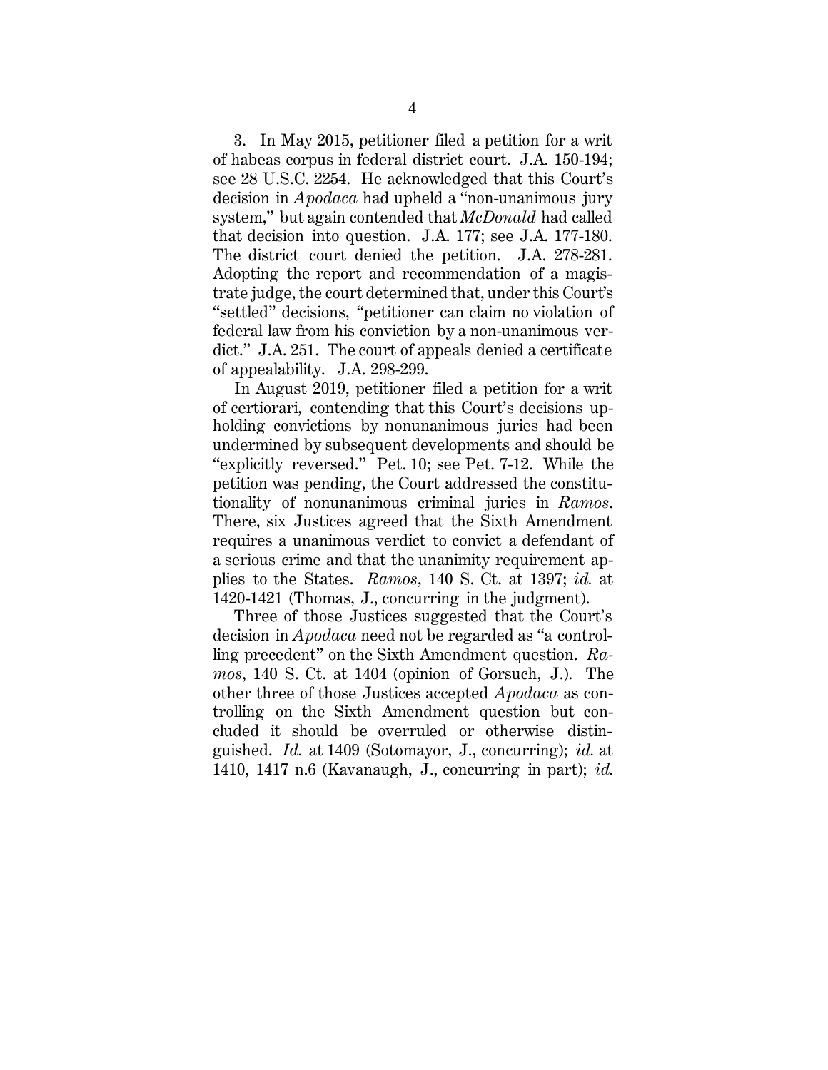3. In May 2015, petitioner filed a petition for a writ of habeas corpus in federal district court. J.A. 150-194; see 28 U.S.C. 2254. He acknowledged that this Court's decision in *Apodaca* had upheld a "non-unanimous jury system," but again contended that *McDonald* had called that decision into question. J.A. 177; see J.A. 177-180. The district court denied the petition. J.A. 278-281. Adopting the report and recommendation of a magistrate judge, the court determined that, under this Court's "settled" decisions, "petitioner can claim no violation of federal law from his conviction by a non-unanimous verdict." J.A. 251. The court of appeals denied a certificate of appealability. J.A. 298-299.

In August 2019, petitioner filed a petition for a writ of certiorari, contending that this Court's decisions upholding convictions by nonunanimous juries had been undermined by subsequent developments and should be "explicitly reversed." Pet. 10; see Pet. 7-12. While the petition was pending, the Court addressed the constitutionality of nonunanimous criminal juries in *Ramos*. There, six Justices agreed that the Sixth Amendment requires a unanimous verdict to convict a defendant of a serious crime and that the unanimity requirement applies to the States. *Ramos*, 140 S. Ct. at 1397; *id.* at 1420-1421 (Thomas, J., concurring in the judgment).

Three of those Justices suggested that the Court's decision in *Apodaca* need not be regarded as "a controlling precedent" on the Sixth Amendment question. *Ramos*, 140 S. Ct. at 1404 (opinion of Gorsuch, J.). The other three of those Justices accepted *Apodaca* as controlling on the Sixth Amendment question but concluded it should be overruled or otherwise distinguished. *Id.* at 1409 (Sotomayor, J., concurring); *id.* at 1410, 1417 n.6 (Kavanaugh, J., concurring in part); *id.*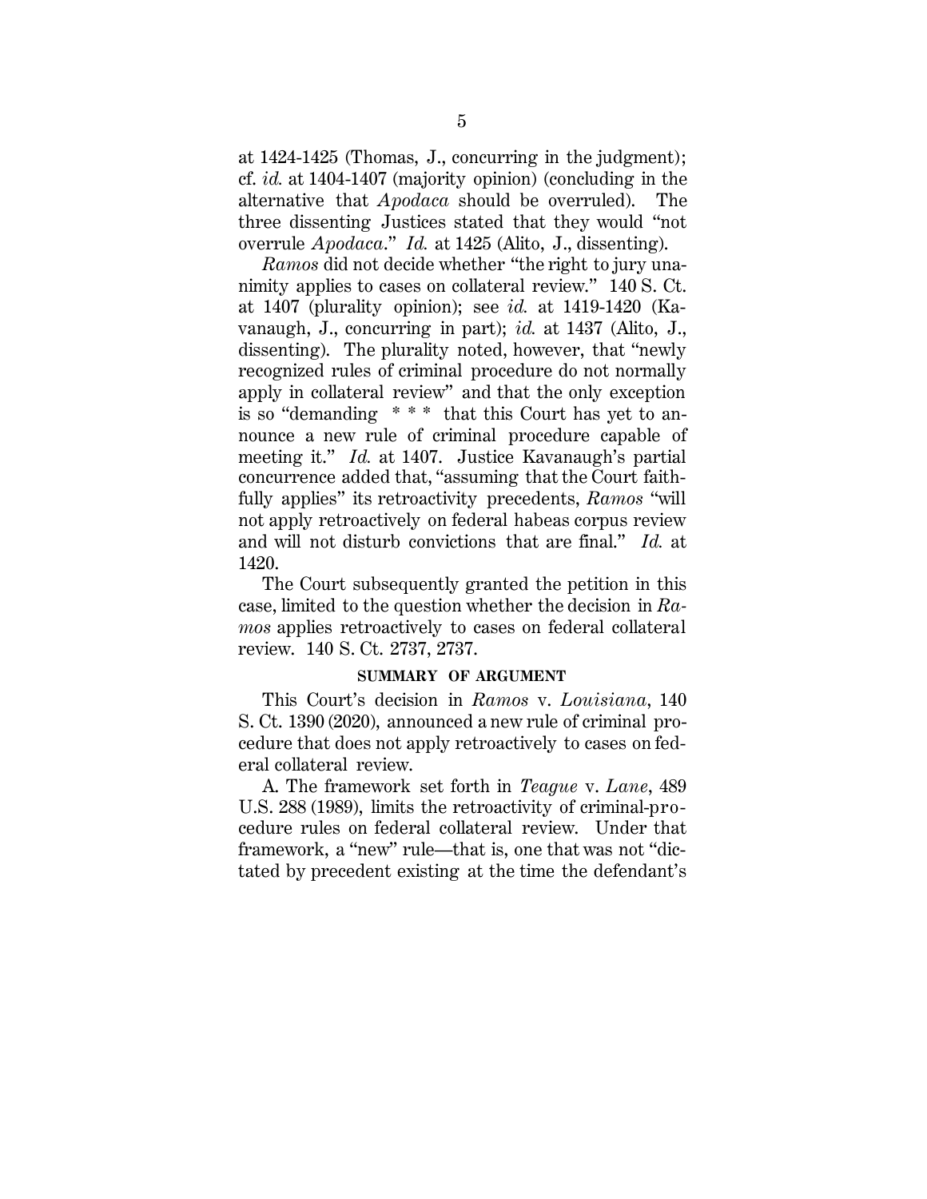at 1424-1425 (Thomas, J., concurring in the judgment); cf. *id.* at 1404-1407 (majority opinion) (concluding in the alternative that *Apodaca* should be overruled). The three dissenting Justices stated that they would "not overrule *Apodaca*." *Id.* at 1425 (Alito, J., dissenting).

*Ramos* did not decide whether "the right to jury unanimity applies to cases on collateral review." 140 S. Ct. at 1407 (plurality opinion); see *id.* at 1419-1420 (Kavanaugh, J., concurring in part); *id.* at 1437 (Alito, J., dissenting). The plurality noted, however, that "newly recognized rules of criminal procedure do not normally apply in collateral review" and that the only exception is so "demanding * * * that this Court has yet to announce a new rule of criminal procedure capable of meeting it." *Id.* at 1407. Justice Kavanaugh's partial concurrence added that, "assuming that the Court faithfully applies" its retroactivity precedents, *Ramos* "will not apply retroactively on federal habeas corpus review and will not disturb convictions that are final." *Id.* at 1420.

The Court subsequently granted the petition in this case, limited to the question whether the decision in *Ramos* applies retroactively to cases on federal collateral review. 140 S. Ct. 2737, 2737.

## SUMMARY OF ARGUMENT

This Court's decision in *Ramos* v. *Louisiana*, 140 S. Ct. 1390 (2020), announced a new rule of criminal procedure that does not apply retroactively to cases on federal collateral review.

A. The framework set forth in *Teague* v. *Lane*, 489 U.S. 288 (1989), limits the retroactivity of criminal-procedure rules on federal collateral review. Under that framework, a "new" rule—that is, one that was not "dictated by precedent existing at the time the defendant's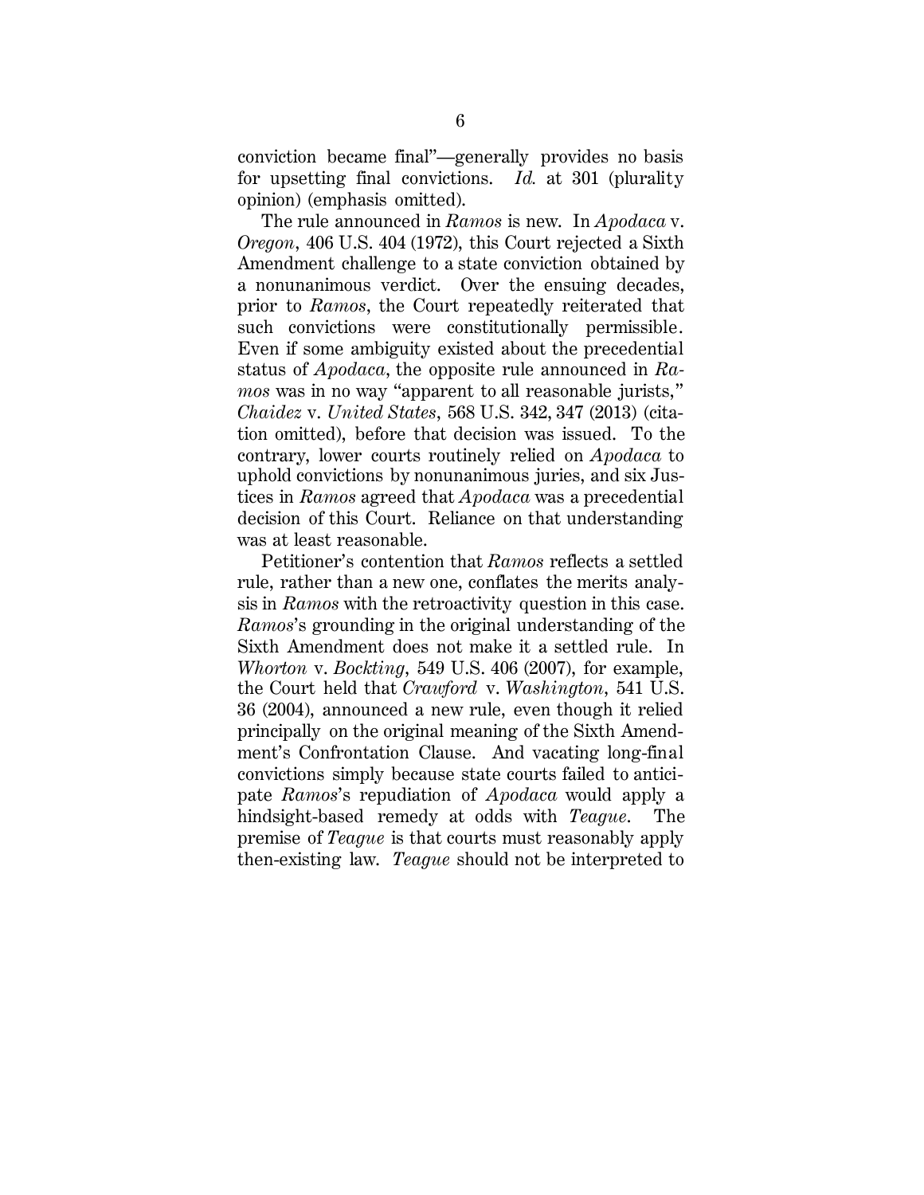conviction became final"—generally provides no basis for upsetting final convictions. *Id.* at 301 (plurality opinion) (emphasis omitted).

The rule announced in *Ramos* is new. In *Apodaca* v. *Oregon*, 406 U.S. 404 (1972), this Court rejected a Sixth Amendment challenge to a state conviction obtained by a nonunanimous verdict. Over the ensuing decades, prior to *Ramos*, the Court repeatedly reiterated that such convictions were constitutionally permissible. Even if some ambiguity existed about the precedential status of *Apodaca*, the opposite rule announced in *Ramos* was in no way "apparent to all reasonable jurists," *Chaidez* v. *United States*, 568 U.S. 342, 347 (2013) (citation omitted), before that decision was issued. To the contrary, lower courts routinely relied on *Apodaca* to uphold convictions by nonunanimous juries, and six Justices in *Ramos* agreed that *Apodaca* was a precedential decision of this Court. Reliance on that understanding was at least reasonable.

Petitioner's contention that *Ramos* reflects a settled rule, rather than a new one, conflates the merits analysis in *Ramos* with the retroactivity question in this case. *Ramos*'s grounding in the original understanding of the Sixth Amendment does not make it a settled rule. In *Whorton* v. *Bockting*, 549 U.S. 406 (2007), for example, the Court held that *Crawford* v. *Washington*, 541 U.S. 36 (2004), announced a new rule, even though it relied principally on the original meaning of the Sixth Amendment's Confrontation Clause. And vacating long-final convictions simply because state courts failed to anticipate *Ramos*'s repudiation of *Apodaca* would apply a hindsight-based remedy at odds with *Teague*. The premise of *Teague* is that courts must reasonably apply then-existing law. *Teague* should not be interpreted to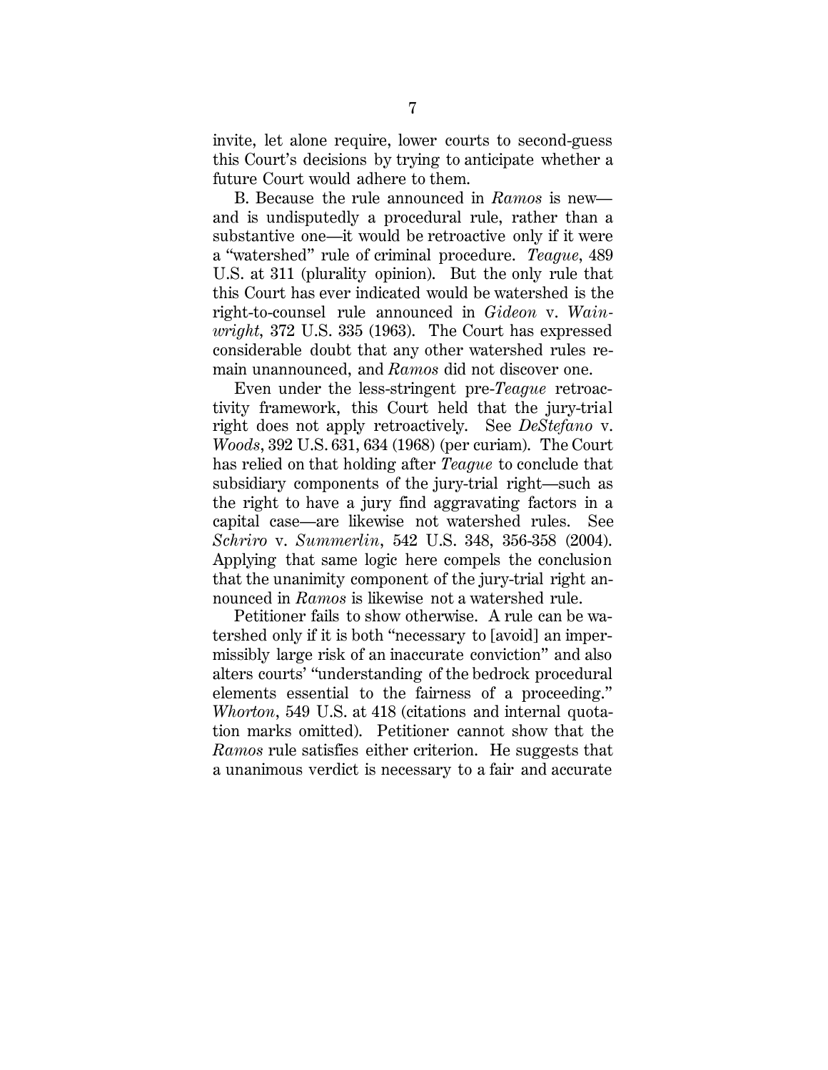invite, let alone require, lower courts to second-guess this Court's decisions by trying to anticipate whether a future Court would adhere to them.

B. Because the rule announced in *Ramos* is new—and is undisputedly a procedural rule, rather than a substantive one—it would be retroactive only if it were a "watershed" rule of criminal procedure. *Teague*, 489 U.S. at 311 (plurality opinion). But the only rule that this Court has ever indicated would be watershed is the right-to-counsel rule announced in *Gideon* v. *Wainwright*, 372 U.S. 335 (1963). The Court has expressed considerable doubt that any other watershed rules remain unannounced, and *Ramos* did not discover one.

Even under the less-stringent pre-*Teague* retroactivity framework, this Court held that the jury-trial right does not apply retroactively. See *DeStefano* v. *Woods*, 392 U.S. 631, 634 (1968) (per curiam). The Court has relied on that holding after *Teague* to conclude that subsidiary components of the jury-trial right—such as the right to have a jury find aggravating factors in a capital case—are likewise not watershed rules. See *Schriro* v. *Summerlin*, 542 U.S. 348, 356-358 (2004). Applying that same logic here compels the conclusion that the unanimity component of the jury-trial right announced in *Ramos* is likewise not a watershed rule.

Petitioner fails to show otherwise. A rule can be watershed only if it is both "necessary to [avoid] an impermissibly large risk of an inaccurate conviction" and also alters courts' "understanding of the bedrock procedural elements essential to the fairness of a proceeding." *Whorton*, 549 U.S. at 418 (citations and internal quotation marks omitted). Petitioner cannot show that the *Ramos* rule satisfies either criterion. He suggests that a unanimous verdict is necessary to a fair and accurate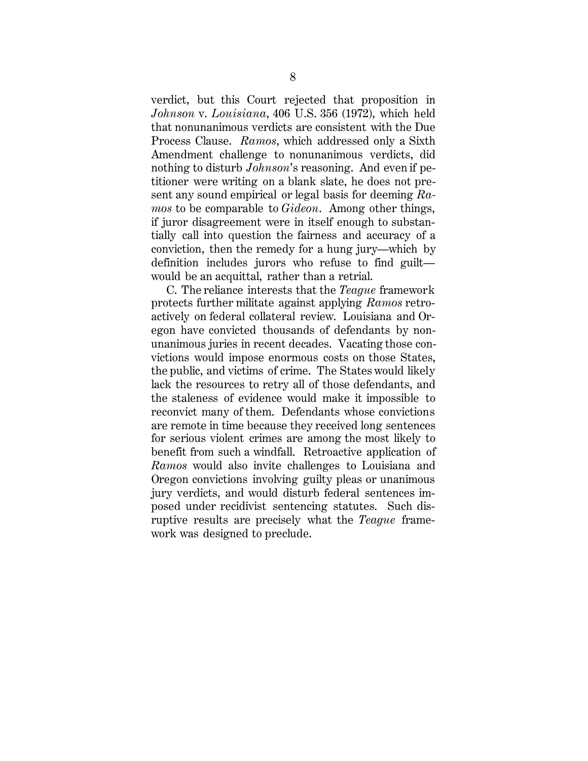verdict, but this Court rejected that proposition in *Johnson* v. *Louisiana*, 406 U.S. 356 (1972), which held that nonunanimous verdicts are consistent with the Due Process Clause. *Ramos*, which addressed only a Sixth Amendment challenge to nonunanimous verdicts, did nothing to disturb *Johnson*'s reasoning. And even if petitioner were writing on a blank slate, he does not present any sound empirical or legal basis for deeming *Ramos* to be comparable to *Gideon*. Among other things, if juror disagreement were in itself enough to substantially call into question the fairness and accuracy of a conviction, then the remedy for a hung jury—which by definition includes jurors who refuse to find guilt—would be an acquittal, rather than a retrial.

C. The reliance interests that the *Teague* framework protects further militate against applying *Ramos* retroactively on federal collateral review. Louisiana and Oregon have convicted thousands of defendants by nonunanimous juries in recent decades. Vacating those convictions would impose enormous costs on those States, the public, and victims of crime. The States would likely lack the resources to retry all of those defendants, and the staleness of evidence would make it impossible to reconvict many of them. Defendants whose convictions are remote in time because they received long sentences for serious violent crimes are among the most likely to benefit from such a windfall. Retroactive application of *Ramos* would also invite challenges to Louisiana and Oregon convictions involving guilty pleas or unanimous jury verdicts, and would disturb federal sentences imposed under recidivist sentencing statutes. Such disruptive results are precisely what the *Teague* framework was designed to preclude.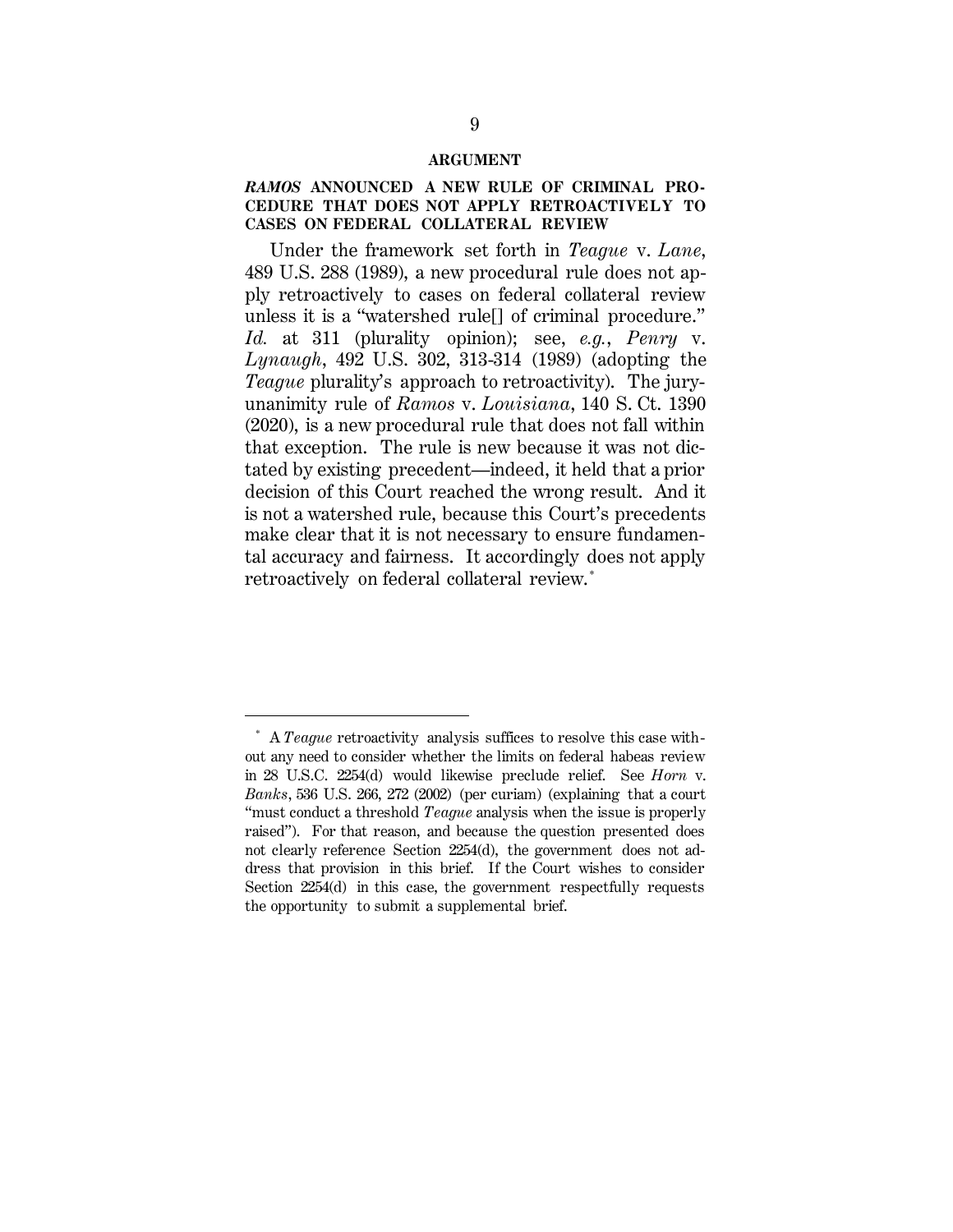## ARGUMENT

### *RAMOS* ANNOUNCED A NEW RULE OF CRIMINAL PROCEDURE THAT DOES NOT APPLY RETROACTIVELY TO CASES ON FEDERAL COLLATERAL REVIEW

Under the framework set forth in *Teague* v. *Lane*, 489 U.S. 288 (1989), a new procedural rule does not apply retroactively to cases on federal collateral review unless it is a "watershed rule[] of criminal procedure." *Id.* at 311 (plurality opinion); see, *e.g.*, *Penry* v. *Lynaugh*, 492 U.S. 302, 313-314 (1989) (adopting the *Teague* plurality's approach to retroactivity). The jury-unanimity rule of *Ramos* v. *Louisiana*, 140 S. Ct. 1390 (2020), is a new procedural rule that does not fall within that exception. The rule is new because it was not dictated by existing precedent—indeed, it held that a prior decision of this Court reached the wrong result. And it is not a watershed rule, because this Court's precedents make clear that it is not necessary to ensure fundamental accuracy and fairness. It accordingly does not apply retroactively on federal collateral review.[*]

---

[*] A *Teague* retroactivity analysis suffices to resolve this case without any need to consider whether the limits on federal habeas review in 28 U.S.C. 2254(d) would likewise preclude relief. See *Horn* v. *Banks*, 536 U.S. 266, 272 (2002) (per curiam) (explaining that a court "must conduct a threshold *Teague* analysis when the issue is properly raised"). For that reason, and because the question presented does not clearly reference Section 2254(d), the government does not address that provision in this brief. If the Court wishes to consider Section 2254(d) in this case, the government respectfully requests the opportunity to submit a supplemental brief.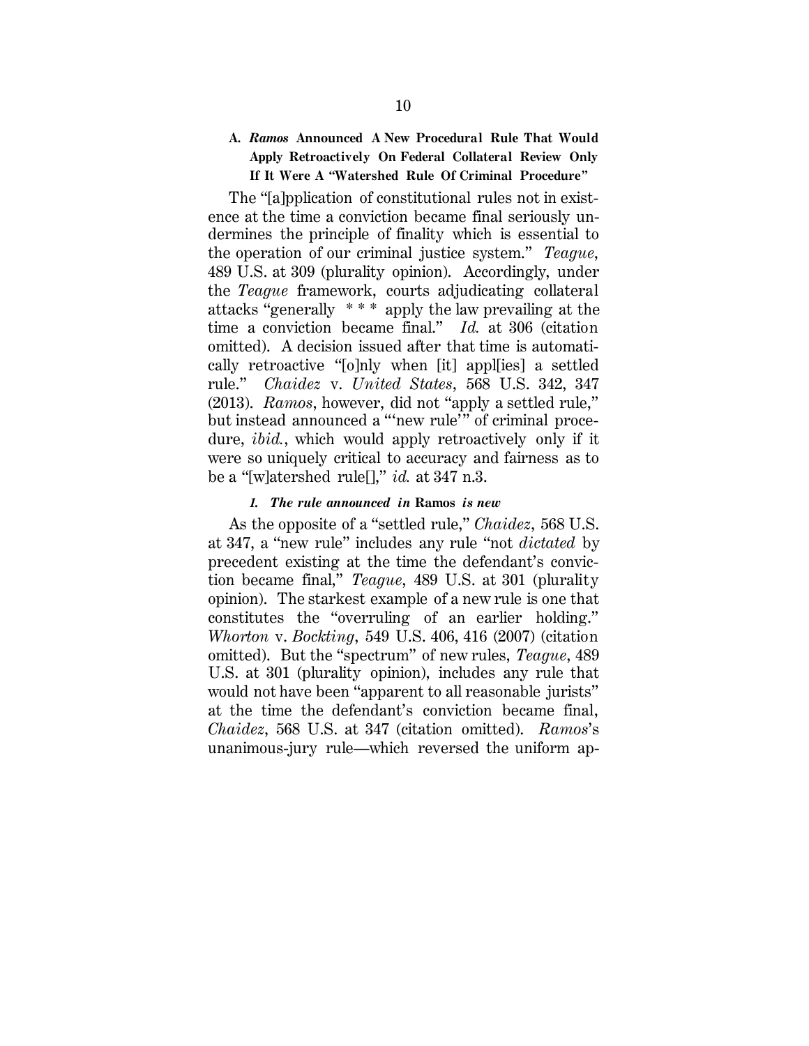### A. *Ramos* Announced A New Procedural Rule That Would Apply Retroactively On Federal Collateral Review Only If It Were A "Watershed Rule Of Criminal Procedure"

The "[a]pplication of constitutional rules not in existence at the time a conviction became final seriously undermines the principle of finality which is essential to the operation of our criminal justice system." *Teague*, 489 U.S. at 309 (plurality opinion). Accordingly, under the *Teague* framework, courts adjudicating collateral attacks "generally * * * apply the law prevailing at the time a conviction became final." *Id.* at 306 (citation omitted). A decision issued after that time is automatically retroactive "[o]nly when [it] appl[ies] a settled rule." *Chaidez* v. *United States*, 568 U.S. 342, 347 (2013). *Ramos*, however, did not "apply a settled rule," but instead announced a "'new rule'" of criminal procedure, *ibid.*, which would apply retroactively only if it were so uniquely critical to accuracy and fairness as to be a "[w]atershed rule[]," *id.* at 347 n.3.

#### *1. The rule announced in* Ramos *is new*

As the opposite of a "settled rule," *Chaidez*, 568 U.S. at 347, a "new rule" includes any rule "not *dictated* by precedent existing at the time the defendant's conviction became final," *Teague*, 489 U.S. at 301 (plurality opinion). The starkest example of a new rule is one that constitutes the "overruling of an earlier holding." *Whorton* v. *Bockting*, 549 U.S. 406, 416 (2007) (citation omitted). But the "spectrum" of new rules, *Teague*, 489 U.S. at 301 (plurality opinion), includes any rule that would not have been "apparent to all reasonable jurists" at the time the defendant's conviction became final, *Chaidez*, 568 U.S. at 347 (citation omitted). *Ramos*'s unanimous-jury rule—which reversed the uniform ap-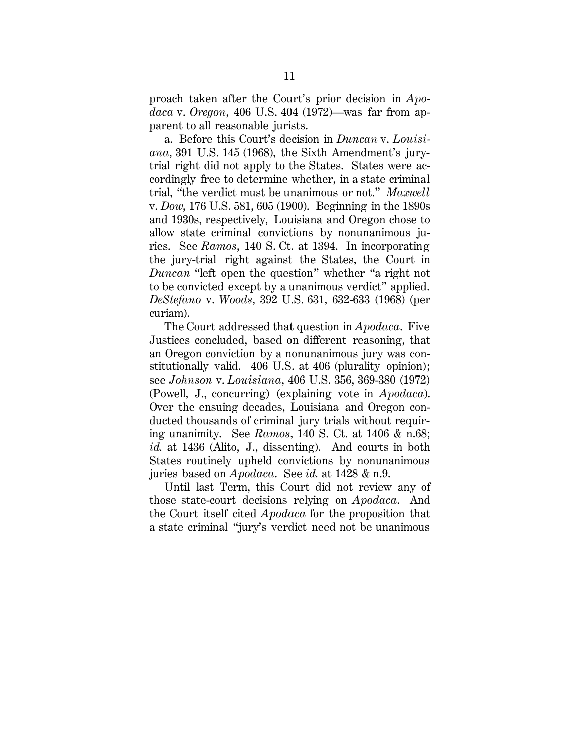proach taken after the Court's prior decision in *Apodaca* v. *Oregon*, 406 U.S. 404 (1972)—was far from apparent to all reasonable jurists.

a. Before this Court's decision in *Duncan* v. *Louisiana*, 391 U.S. 145 (1968), the Sixth Amendment's jury-trial right did not apply to the States. States were accordingly free to determine whether, in a state criminal trial, "the verdict must be unanimous or not." *Maxwell* v. *Dow*, 176 U.S. 581, 605 (1900). Beginning in the 1890s and 1930s, respectively, Louisiana and Oregon chose to allow state criminal convictions by nonunanimous juries. See *Ramos*, 140 S. Ct. at 1394. In incorporating the jury-trial right against the States, the Court in *Duncan* "left open the question" whether "a right not to be convicted except by a unanimous verdict" applied. *DeStefano* v. *Woods*, 392 U.S. 631, 632-633 (1968) (per curiam).

The Court addressed that question in *Apodaca*. Five Justices concluded, based on different reasoning, that an Oregon conviction by a nonunanimous jury was constitutionally valid. 406 U.S. at 406 (plurality opinion); see *Johnson* v. *Louisiana*, 406 U.S. 356, 369-380 (1972) (Powell, J., concurring) (explaining vote in *Apodaca*). Over the ensuing decades, Louisiana and Oregon conducted thousands of criminal jury trials without requiring unanimity. See *Ramos*, 140 S. Ct. at 1406 & n.68; *id.* at 1436 (Alito, J., dissenting). And courts in both States routinely upheld convictions by nonunanimous juries based on *Apodaca*. See *id.* at 1428 & n.9.

Until last Term, this Court did not review any of those state-court decisions relying on *Apodaca*. And the Court itself cited *Apodaca* for the proposition that a state criminal "jury's verdict need not be unanimous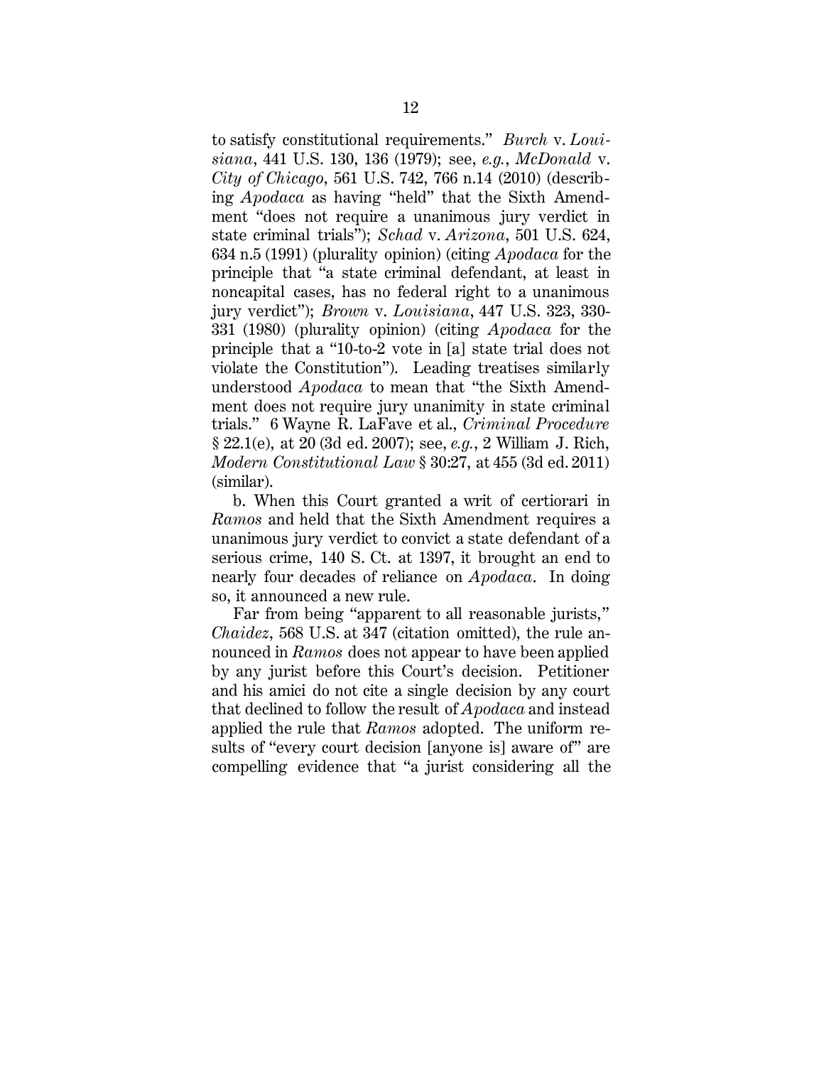to satisfy constitutional requirements." *Burch* v. *Louisiana*, 441 U.S. 130, 136 (1979); see, *e.g.*, *McDonald* v. *City of Chicago*, 561 U.S. 742, 766 n.14 (2010) (describing *Apodaca* as having "held" that the Sixth Amendment "does not require a unanimous jury verdict in state criminal trials"); *Schad* v. *Arizona*, 501 U.S. 624, 634 n.5 (1991) (plurality opinion) (citing *Apodaca* for the principle that "a state criminal defendant, at least in noncapital cases, has no federal right to a unanimous jury verdict"); *Brown* v. *Louisiana*, 447 U.S. 323, 330-331 (1980) (plurality opinion) (citing *Apodaca* for the principle that a "10-to-2 vote in [a] state trial does not violate the Constitution"). Leading treatises similarly understood *Apodaca* to mean that "the Sixth Amendment does not require jury unanimity in state criminal trials." 6 Wayne R. LaFave et al., *Criminal Procedure* § 22.1(e), at 20 (3d ed. 2007); see, *e.g.*, 2 William J. Rich, *Modern Constitutional Law* § 30:27, at 455 (3d ed. 2011) (similar).

b. When this Court granted a writ of certiorari in *Ramos* and held that the Sixth Amendment requires a unanimous jury verdict to convict a state defendant of a serious crime, 140 S. Ct. at 1397, it brought an end to nearly four decades of reliance on *Apodaca*. In doing so, it announced a new rule.

Far from being "apparent to all reasonable jurists," *Chaidez*, 568 U.S. at 347 (citation omitted), the rule announced in *Ramos* does not appear to have been applied by any jurist before this Court's decision. Petitioner and his amici do not cite a single decision by any court that declined to follow the result of *Apodaca* and instead applied the rule that *Ramos* adopted. The uniform results of "every court decision [anyone is] aware of" are compelling evidence that "a jurist considering all the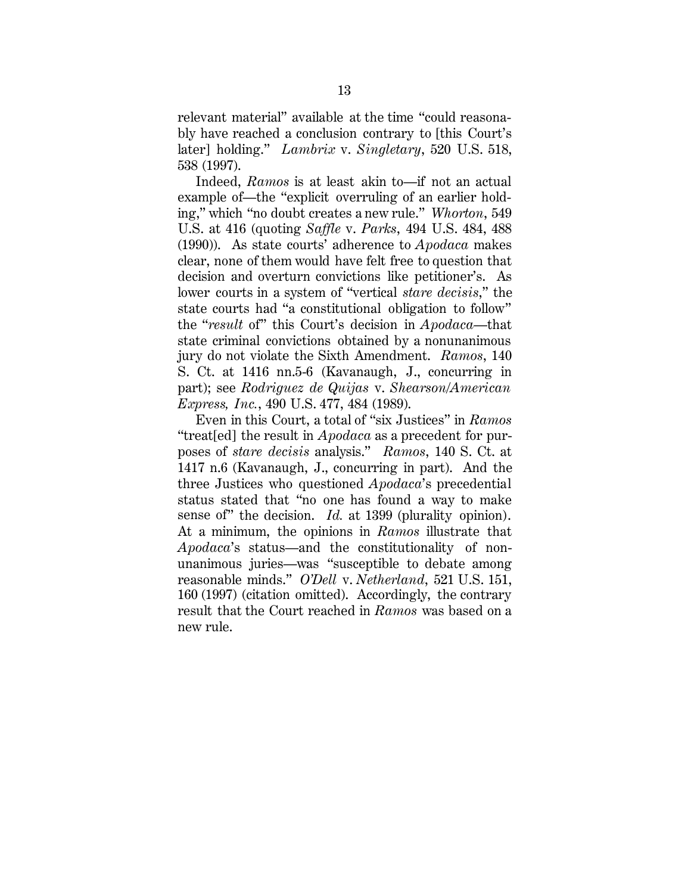relevant material" available at the time "could reasonably have reached a conclusion contrary to [this Court's later] holding." *Lambrix* v. *Singletary*, 520 U.S. 518, 538 (1997).

Indeed, *Ramos* is at least akin to—if not an actual example of—the "explicit overruling of an earlier holding," which "no doubt creates a new rule." *Whorton*, 549 U.S. at 416 (quoting *Saffle* v. *Parks*, 494 U.S. 484, 488 (1990)). As state courts' adherence to *Apodaca* makes clear, none of them would have felt free to question that decision and overturn convictions like petitioner's. As lower courts in a system of "vertical *stare decisis*," the state courts had "a constitutional obligation to follow" the "*result* of" this Court's decision in *Apodaca*—that state criminal convictions obtained by a nonunanimous jury do not violate the Sixth Amendment. *Ramos*, 140 S. Ct. at 1416 nn.5-6 (Kavanaugh, J., concurring in part); see *Rodriguez de Quijas* v. *Shearson/American Express, Inc.*, 490 U.S. 477, 484 (1989).

Even in this Court, a total of "six Justices" in *Ramos* "treat[ed] the result in *Apodaca* as a precedent for purposes of *stare decisis* analysis." *Ramos*, 140 S. Ct. at 1417 n.6 (Kavanaugh, J., concurring in part). And the three Justices who questioned *Apodaca*'s precedential status stated that "no one has found a way to make sense of" the decision. *Id.* at 1399 (plurality opinion). At a minimum, the opinions in *Ramos* illustrate that *Apodaca*'s status—and the constitutionality of nonunanimous juries—was "susceptible to debate among reasonable minds." *O'Dell* v. *Netherland*, 521 U.S. 151, 160 (1997) (citation omitted). Accordingly, the contrary result that the Court reached in *Ramos* was based on a new rule.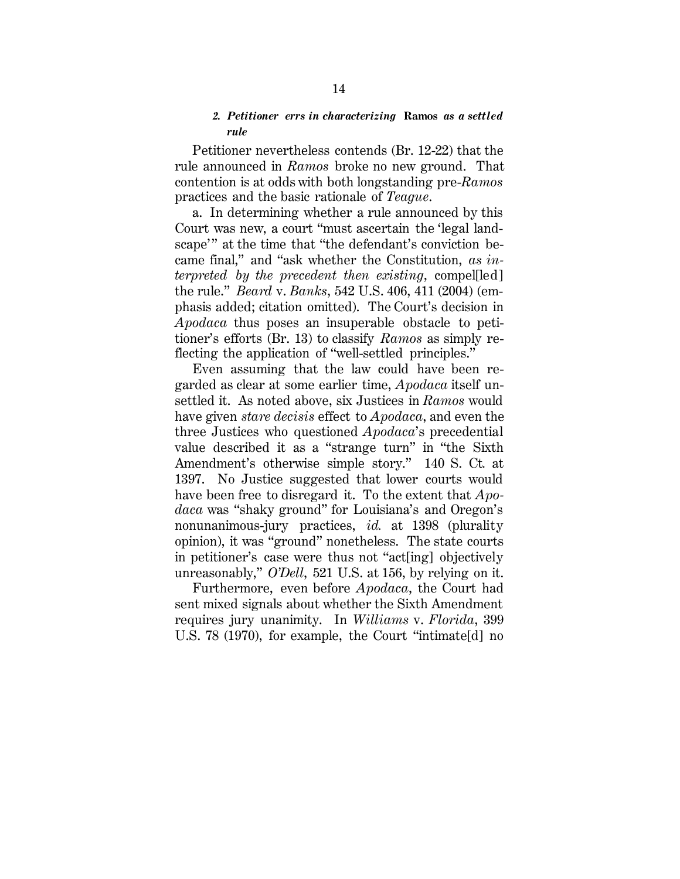#### 2. *Petitioner errs in characterizing* **Ramos** *as a settled rule*

Petitioner nevertheless contends (Br. 12-22) that the rule announced in *Ramos* broke no new ground. That contention is at odds with both longstanding pre-*Ramos* practices and the basic rationale of *Teague*.

a. In determining whether a rule announced by this Court was new, a court "must ascertain the 'legal landscape'" at the time that "the defendant's conviction became final," and "ask whether the Constitution, *as interpreted by the precedent then existing*, compel[led] the rule." *Beard* v. *Banks*, 542 U.S. 406, 411 (2004) (emphasis added; citation omitted). The Court's decision in *Apodaca* thus poses an insuperable obstacle to petitioner's efforts (Br. 13) to classify *Ramos* as simply reflecting the application of "well-settled principles."

Even assuming that the law could have been regarded as clear at some earlier time, *Apodaca* itself unsettled it. As noted above, six Justices in *Ramos* would have given *stare decisis* effect to *Apodaca*, and even the three Justices who questioned *Apodaca*'s precedential value described it as a "strange turn" in "the Sixth Amendment's otherwise simple story." 140 S. Ct. at 1397. No Justice suggested that lower courts would have been free to disregard it. To the extent that *Apodaca* was "shaky ground" for Louisiana's and Oregon's nonunanimous-jury practices, *id.* at 1398 (plurality opinion), it was "ground" nonetheless. The state courts in petitioner's case were thus not "act[ing] objectively unreasonably," *O'Dell*, 521 U.S. at 156, by relying on it.

Furthermore, even before *Apodaca*, the Court had sent mixed signals about whether the Sixth Amendment requires jury unanimity. In *Williams* v. *Florida*, 399 U.S. 78 (1970), for example, the Court "intimate[d] no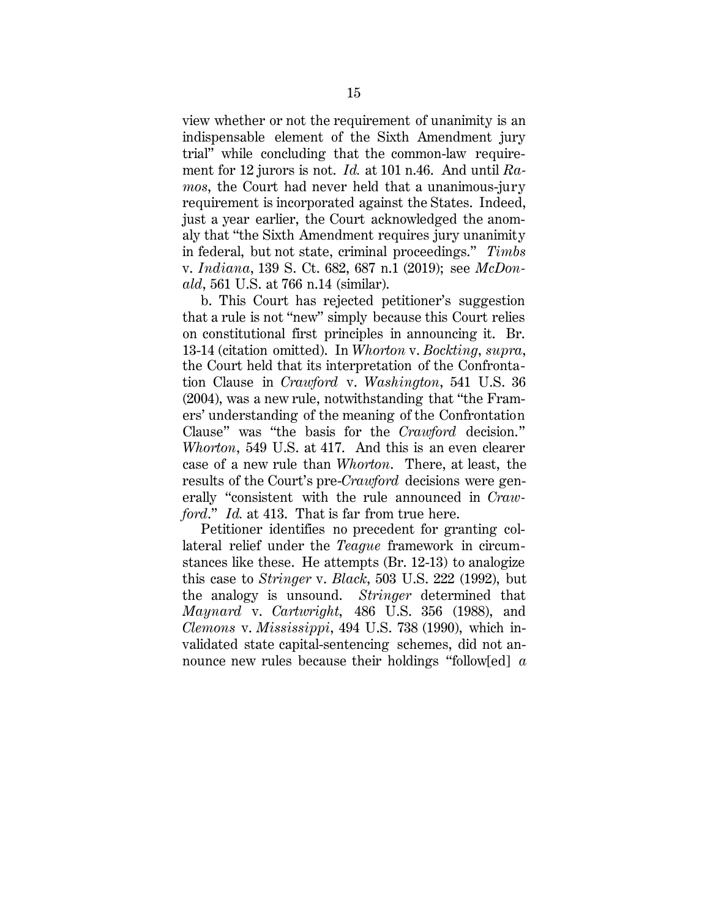view whether or not the requirement of unanimity is an indispensable element of the Sixth Amendment jury trial" while concluding that the common-law requirement for 12 jurors is not. *Id.* at 101 n.46. And until *Ramos*, the Court had never held that a unanimous-jury requirement is incorporated against the States. Indeed, just a year earlier, the Court acknowledged the anomaly that "the Sixth Amendment requires jury unanimity in federal, but not state, criminal proceedings." *Timbs* v. *Indiana*, 139 S. Ct. 682, 687 n.1 (2019); see *McDonald*, 561 U.S. at 766 n.14 (similar).

b. This Court has rejected petitioner's suggestion that a rule is not "new" simply because this Court relies on constitutional first principles in announcing it. Br. 13-14 (citation omitted). In *Whorton* v. *Bockting*, *supra*, the Court held that its interpretation of the Confrontation Clause in *Crawford* v. *Washington*, 541 U.S. 36 (2004), was a new rule, notwithstanding that "the Framers' understanding of the meaning of the Confrontation Clause" was "the basis for the *Crawford* decision." *Whorton*, 549 U.S. at 417. And this is an even clearer case of a new rule than *Whorton*. There, at least, the results of the Court's pre-*Crawford* decisions were generally "consistent with the rule announced in *Crawford*." *Id.* at 413. That is far from true here.

Petitioner identifies no precedent for granting collateral relief under the *Teague* framework in circumstances like these. He attempts (Br. 12-13) to analogize this case to *Stringer* v. *Black*, 503 U.S. 222 (1992), but the analogy is unsound. *Stringer* determined that *Maynard* v. *Cartwright*, 486 U.S. 356 (1988), and *Clemons* v. *Mississippi*, 494 U.S. 738 (1990), which invalidated state capital-sentencing schemes, did not announce new rules because their holdings "follow[ed] *a*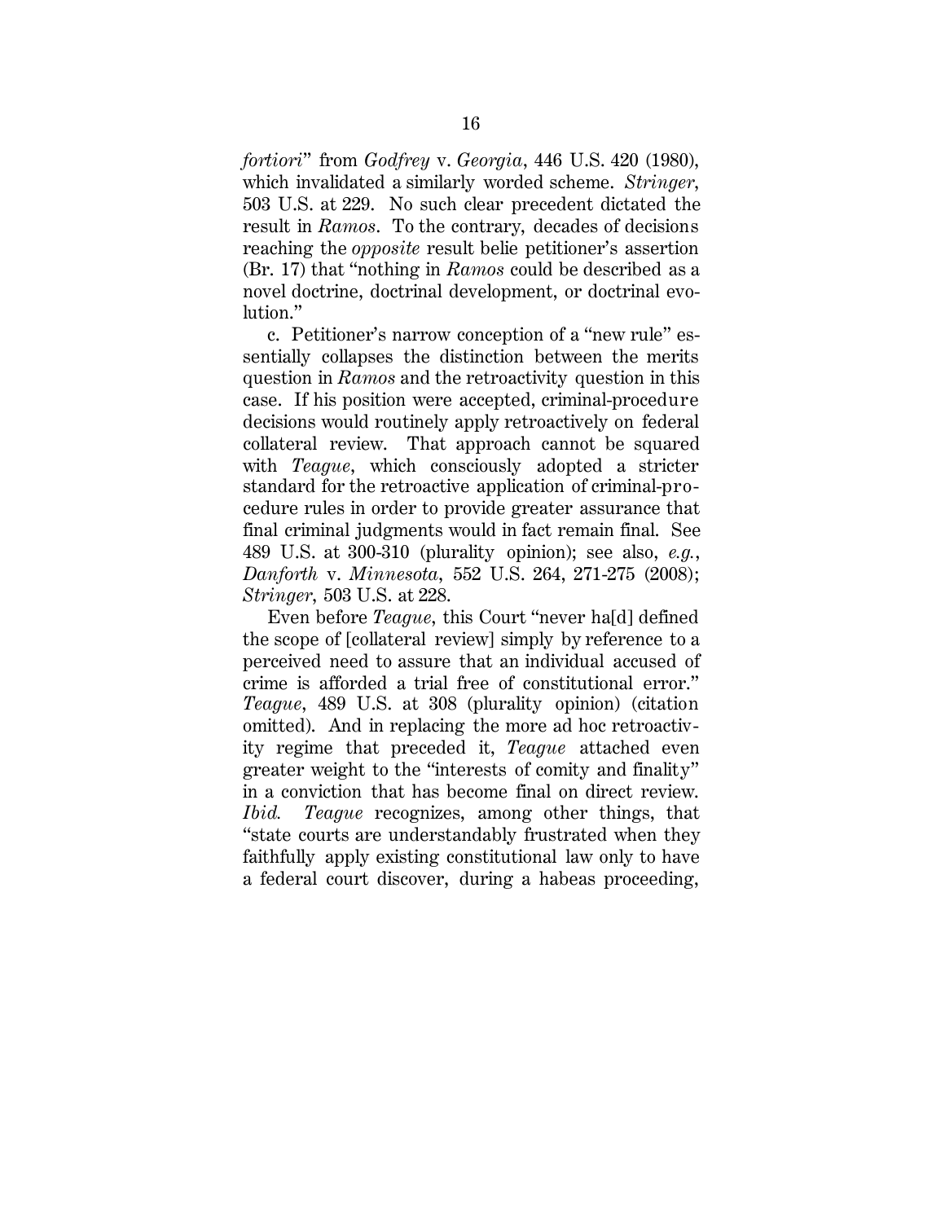*fortiori*" from *Godfrey* v. *Georgia*, 446 U.S. 420 (1980), which invalidated a similarly worded scheme. *Stringer*, 503 U.S. at 229. No such clear precedent dictated the result in *Ramos*. To the contrary, decades of decisions reaching the *opposite* result belie petitioner's assertion (Br. 17) that "nothing in *Ramos* could be described as a novel doctrine, doctrinal development, or doctrinal evolution."

c. Petitioner's narrow conception of a "new rule" essentially collapses the distinction between the merits question in *Ramos* and the retroactivity question in this case. If his position were accepted, criminal-procedure decisions would routinely apply retroactively on federal collateral review. That approach cannot be squared with *Teague*, which consciously adopted a stricter standard for the retroactive application of criminal-procedure rules in order to provide greater assurance that final criminal judgments would in fact remain final. See 489 U.S. at 300-310 (plurality opinion); see also, *e.g.*, *Danforth* v. *Minnesota*, 552 U.S. 264, 271-275 (2008); *Stringer*, 503 U.S. at 228.

Even before *Teague*, this Court "never ha[d] defined the scope of [collateral review] simply by reference to a perceived need to assure that an individual accused of crime is afforded a trial free of constitutional error." *Teague*, 489 U.S. at 308 (plurality opinion) (citation omitted). And in replacing the more ad hoc retroactivity regime that preceded it, *Teague* attached even greater weight to the "interests of comity and finality" in a conviction that has become final on direct review. *Ibid.* *Teague* recognizes, among other things, that "state courts are understandably frustrated when they faithfully apply existing constitutional law only to have a federal court discover, during a habeas proceeding,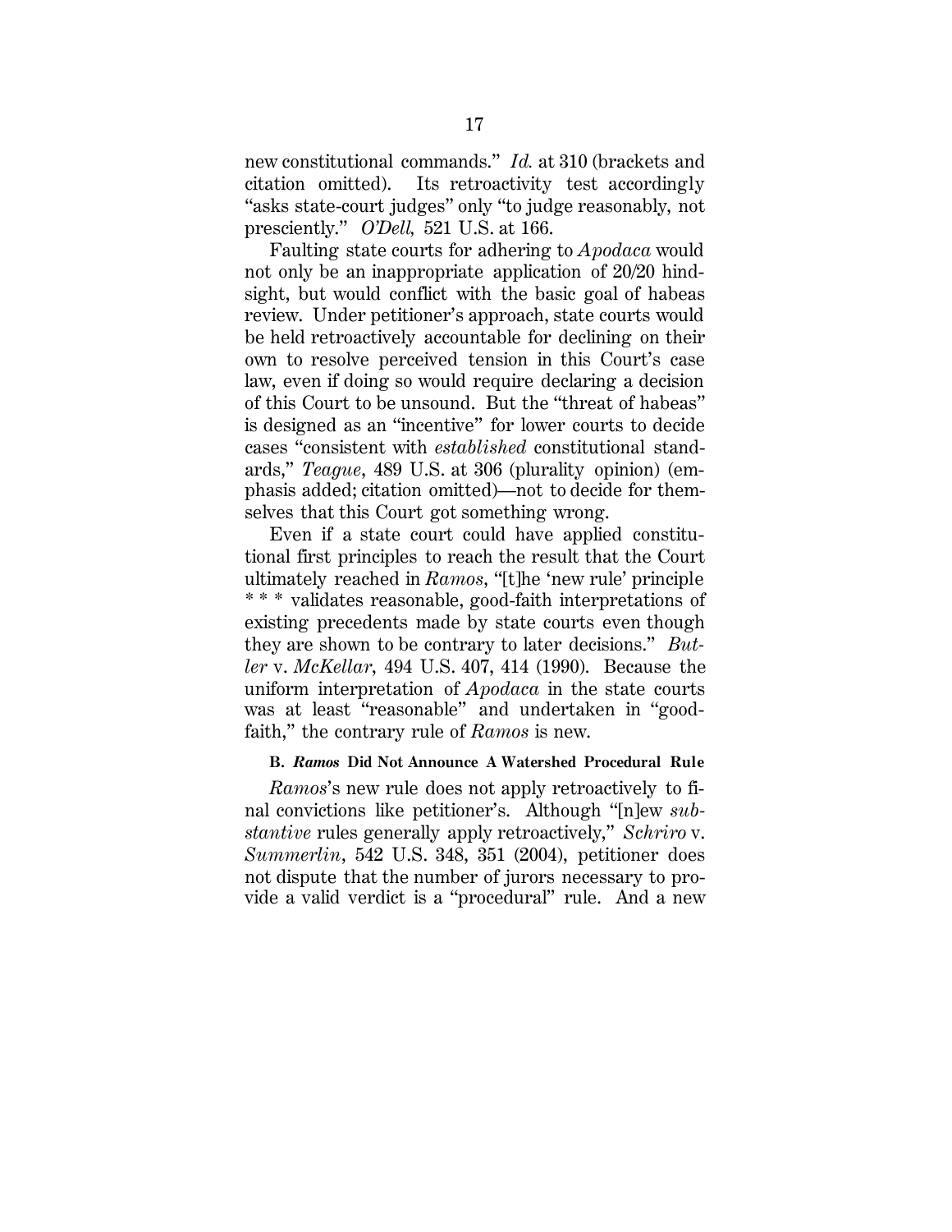new constitutional commands." *Id.* at 310 (brackets and citation omitted). Its retroactivity test accordingly "asks state-court judges" only "to judge reasonably, not presciently." *O'Dell,* 521 U.S. at 166.

Faulting state courts for adhering to *Apodaca* would not only be an inappropriate application of 20/20 hindsight, but would conflict with the basic goal of habeas review. Under petitioner's approach, state courts would be held retroactively accountable for declining on their own to resolve perceived tension in this Court's case law, even if doing so would require declaring a decision of this Court to be unsound. But the "threat of habeas" is designed as an "incentive" for lower courts to decide cases "consistent with *established* constitutional standards," *Teague*, 489 U.S. at 306 (plurality opinion) (emphasis added; citation omitted)—not to decide for themselves that this Court got something wrong.

Even if a state court could have applied constitutional first principles to reach the result that the Court ultimately reached in *Ramos*, "[t]he 'new rule' principle * * * validates reasonable, good-faith interpretations of existing precedents made by state courts even though they are shown to be contrary to later decisions." *Butler* v. *McKellar*, 494 U.S. 407, 414 (1990). Because the uniform interpretation of *Apodaca* in the state courts was at least "reasonable" and undertaken in "good-faith," the contrary rule of *Ramos* is new.

#### B. *Ramos* Did Not Announce A Watershed Procedural Rule

*Ramos*'s new rule does not apply retroactively to final convictions like petitioner's. Although "[n]ew *substantive* rules generally apply retroactively," *Schriro* v. *Summerlin*, 542 U.S. 348, 351 (2004), petitioner does not dispute that the number of jurors necessary to provide a valid verdict is a "procedural" rule. And a new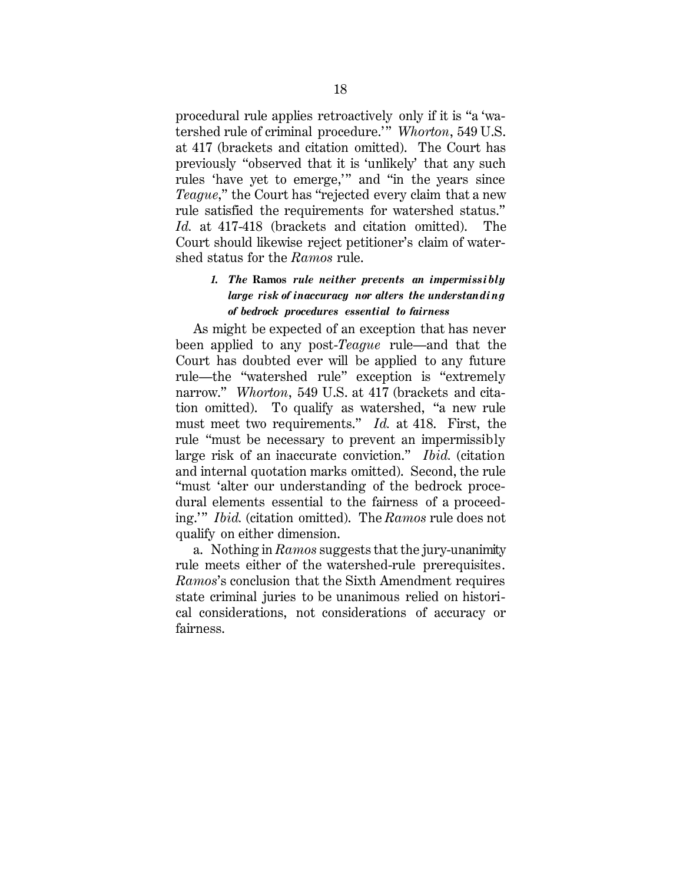procedural rule applies retroactively only if it is "a 'watershed rule of criminal procedure.'" *Whorton*, 549 U.S. at 417 (brackets and citation omitted). The Court has previously "observed that it is 'unlikely' that any such rules 'have yet to emerge,'" and "in the years since *Teague*," the Court has "rejected every claim that a new rule satisfied the requirements for watershed status." *Id.* at 417-418 (brackets and citation omitted). The Court should likewise reject petitioner's claim of watershed status for the *Ramos* rule.

#### *1. The* **Ramos** *rule neither prevents an impermissibly large risk of inaccuracy nor alters the understanding of bedrock procedures essential to fairness*

As might be expected of an exception that has never been applied to any post-*Teague* rule—and that the Court has doubted ever will be applied to any future rule—the "watershed rule" exception is "extremely narrow." *Whorton*, 549 U.S. at 417 (brackets and citation omitted). To qualify as watershed, "a new rule must meet two requirements." *Id.* at 418. First, the rule "must be necessary to prevent an impermissibly large risk of an inaccurate conviction." *Ibid.* (citation and internal quotation marks omitted). Second, the rule "must 'alter our understanding of the bedrock procedural elements essential to the fairness of a proceeding.'" *Ibid.* (citation omitted). The *Ramos* rule does not qualify on either dimension.

a. Nothing in *Ramos* suggests that the jury-unanimity rule meets either of the watershed-rule prerequisites. *Ramos*'s conclusion that the Sixth Amendment requires state criminal juries to be unanimous relied on historical considerations, not considerations of accuracy or fairness.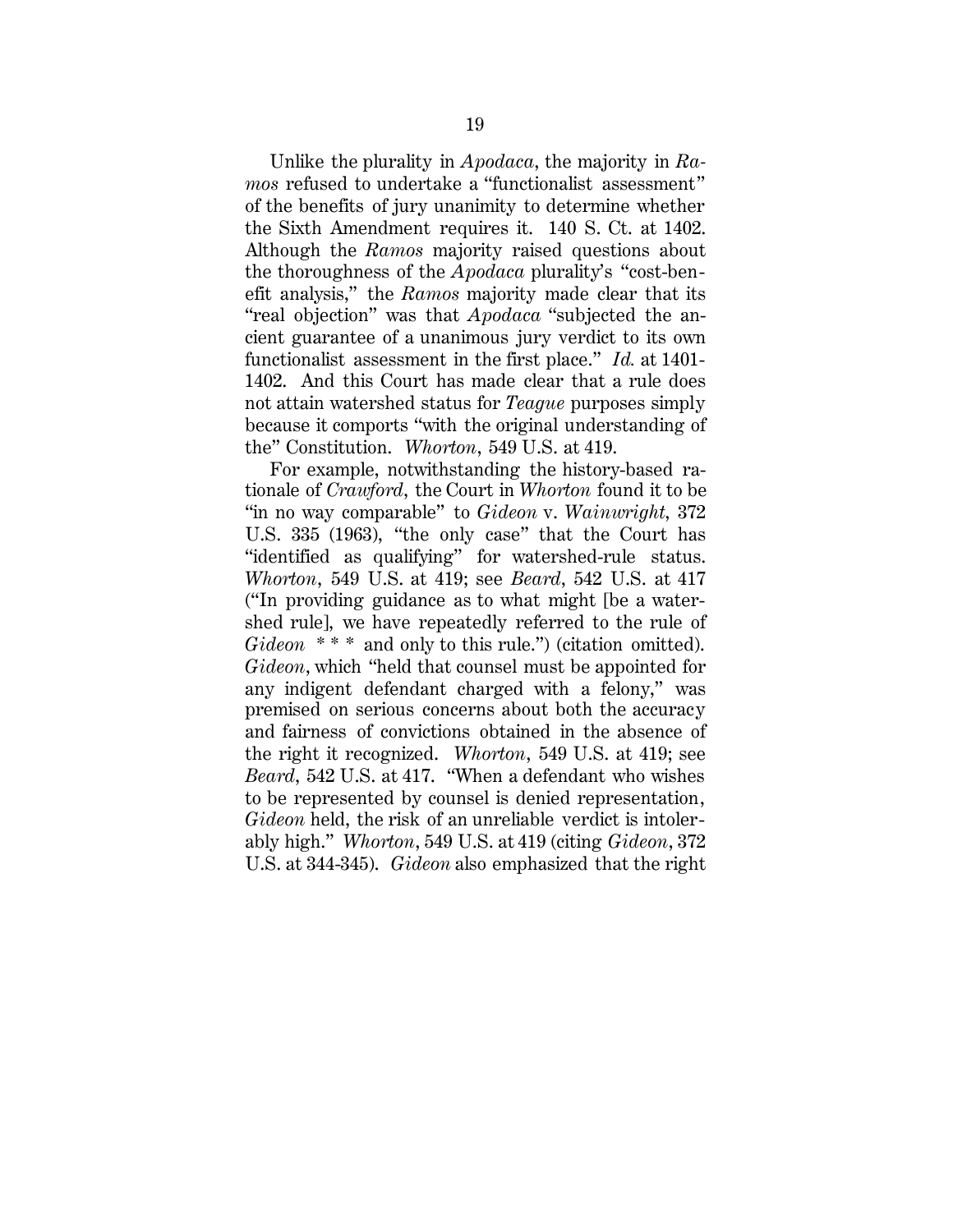Unlike the plurality in *Apodaca*, the majority in *Ramos* refused to undertake a "functionalist assessment" of the benefits of jury unanimity to determine whether the Sixth Amendment requires it. 140 S. Ct. at 1402. Although the *Ramos* majority raised questions about the thoroughness of the *Apodaca* plurality's "cost-benefit analysis," the *Ramos* majority made clear that its "real objection" was that *Apodaca* "subjected the ancient guarantee of a unanimous jury verdict to its own functionalist assessment in the first place." *Id.* at 1401-1402. And this Court has made clear that a rule does not attain watershed status for *Teague* purposes simply because it comports "with the original understanding of the" Constitution. *Whorton*, 549 U.S. at 419.

For example, notwithstanding the history-based rationale of *Crawford*, the Court in *Whorton* found it to be "in no way comparable" to *Gideon* v. *Wainwright*, 372 U.S. 335 (1963), "the only case" that the Court has "identified as qualifying" for watershed-rule status. *Whorton*, 549 U.S. at 419; see *Beard*, 542 U.S. at 417 ("In providing guidance as to what might [be a watershed rule], we have repeatedly referred to the rule of *Gideon* * * * and only to this rule.") (citation omitted). *Gideon*, which "held that counsel must be appointed for any indigent defendant charged with a felony," was premised on serious concerns about both the accuracy and fairness of convictions obtained in the absence of the right it recognized. *Whorton*, 549 U.S. at 419; see *Beard*, 542 U.S. at 417. "When a defendant who wishes to be represented by counsel is denied representation, *Gideon* held, the risk of an unreliable verdict is intolerably high." *Whorton*, 549 U.S. at 419 (citing *Gideon*, 372 U.S. at 344-345). *Gideon* also emphasized that the right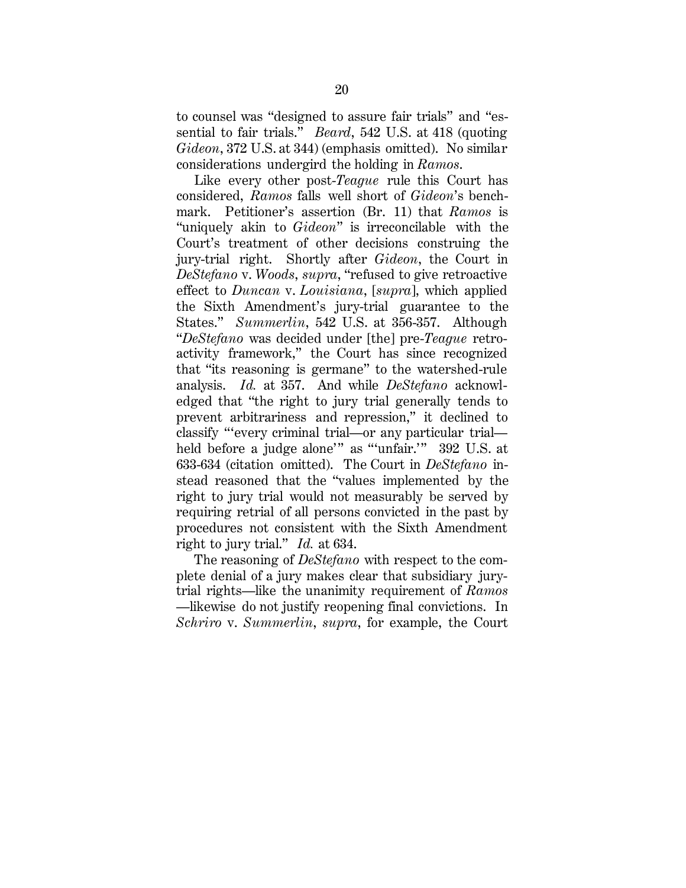to counsel was "designed to assure fair trials" and "essential to fair trials." *Beard*, 542 U.S. at 418 (quoting *Gideon*, 372 U.S. at 344) (emphasis omitted). No similar considerations undergird the holding in *Ramos*.

Like every other post-*Teague* rule this Court has considered, *Ramos* falls well short of *Gideon*'s benchmark. Petitioner's assertion (Br. 11) that *Ramos* is "uniquely akin to *Gideon*" is irreconcilable with the Court's treatment of other decisions construing the jury-trial right. Shortly after *Gideon*, the Court in *DeStefano* v. *Woods*, *supra*, "refused to give retroactive effect to *Duncan* v. *Louisiana*, [*supra*], which applied the Sixth Amendment's jury-trial guarantee to the States." *Summerlin*, 542 U.S. at 356-357. Although "*DeStefano* was decided under [the] pre-*Teague* retroactivity framework," the Court has since recognized that "its reasoning is germane" to the watershed-rule analysis. *Id.* at 357. And while *DeStefano* acknowledged that "the right to jury trial generally tends to prevent arbitrariness and repression," it declined to classify "'every criminal trial—or any particular trial—held before a judge alone'" as "'unfair.'" 392 U.S. at 633-634 (citation omitted). The Court in *DeStefano* instead reasoned that the "values implemented by the right to jury trial would not measurably be served by requiring retrial of all persons convicted in the past by procedures not consistent with the Sixth Amendment right to jury trial." *Id.* at 634.

The reasoning of *DeStefano* with respect to the complete denial of a jury makes clear that subsidiary jury-trial rights—like the unanimity requirement of *Ramos*—likewise do not justify reopening final convictions. In *Schriro* v. *Summerlin*, *supra*, for example, the Court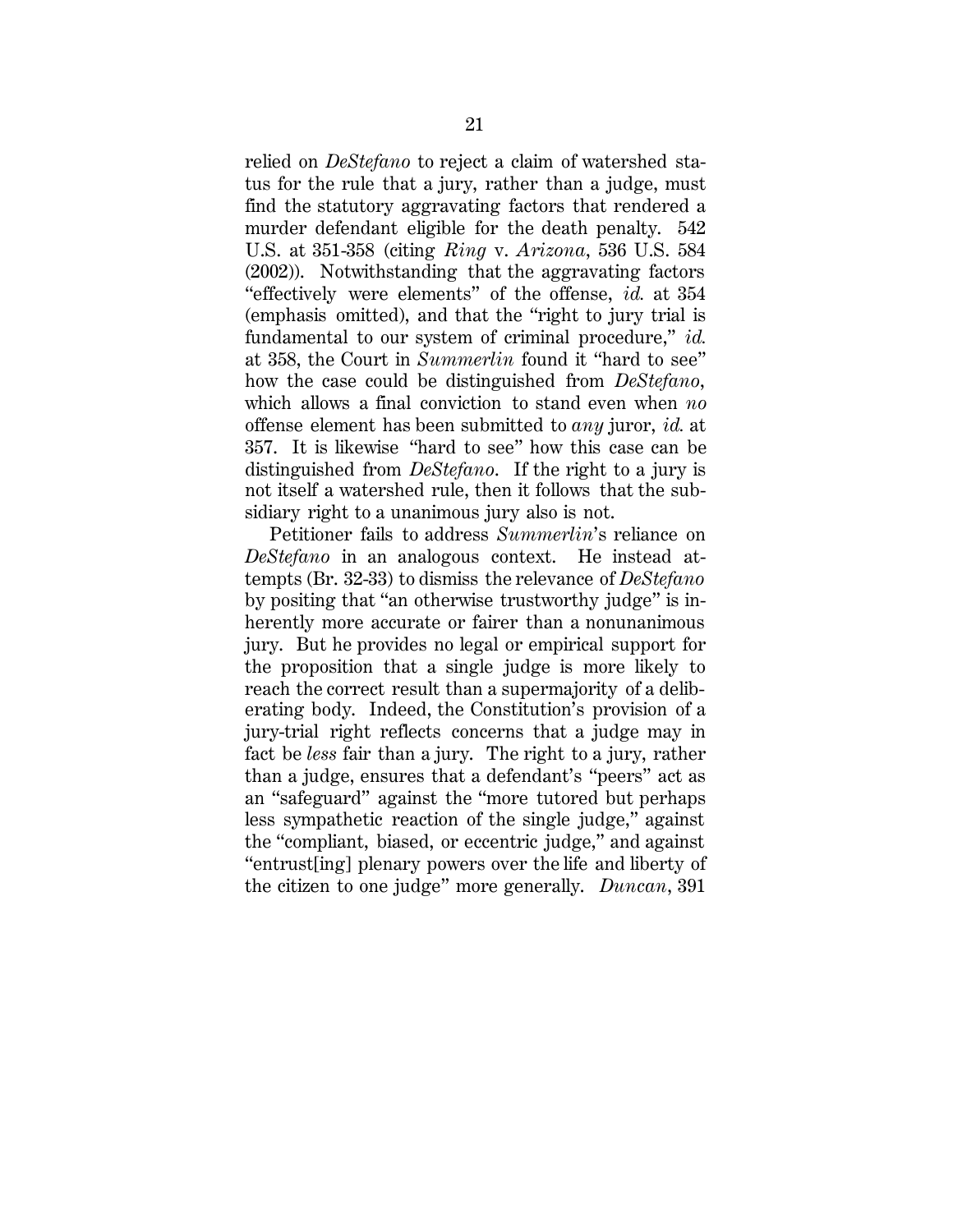relied on *DeStefano* to reject a claim of watershed status for the rule that a jury, rather than a judge, must find the statutory aggravating factors that rendered a murder defendant eligible for the death penalty. 542 U.S. at 351-358 (citing *Ring* v. *Arizona*, 536 U.S. 584 (2002)). Notwithstanding that the aggravating factors "effectively were elements" of the offense, *id.* at 354 (emphasis omitted), and that the "right to jury trial is fundamental to our system of criminal procedure," *id.* at 358, the Court in *Summerlin* found it "hard to see" how the case could be distinguished from *DeStefano*, which allows a final conviction to stand even when *no* offense element has been submitted to *any* juror, *id.* at 357. It is likewise "hard to see" how this case can be distinguished from *DeStefano*. If the right to a jury is not itself a watershed rule, then it follows that the subsidiary right to a unanimous jury also is not.

Petitioner fails to address *Summerlin*'s reliance on *DeStefano* in an analogous context. He instead attempts (Br. 32-33) to dismiss the relevance of *DeStefano* by positing that "an otherwise trustworthy judge" is inherently more accurate or fairer than a nonunanimous jury. But he provides no legal or empirical support for the proposition that a single judge is more likely to reach the correct result than a supermajority of a deliberating body. Indeed, the Constitution's provision of a jury-trial right reflects concerns that a judge may in fact be *less* fair than a jury. The right to a jury, rather than a judge, ensures that a defendant's "peers" act as an "safeguard" against the "more tutored but perhaps less sympathetic reaction of the single judge," against the "compliant, biased, or eccentric judge," and against "entrust[ing] plenary powers over the life and liberty of the citizen to one judge" more generally. *Duncan*, 391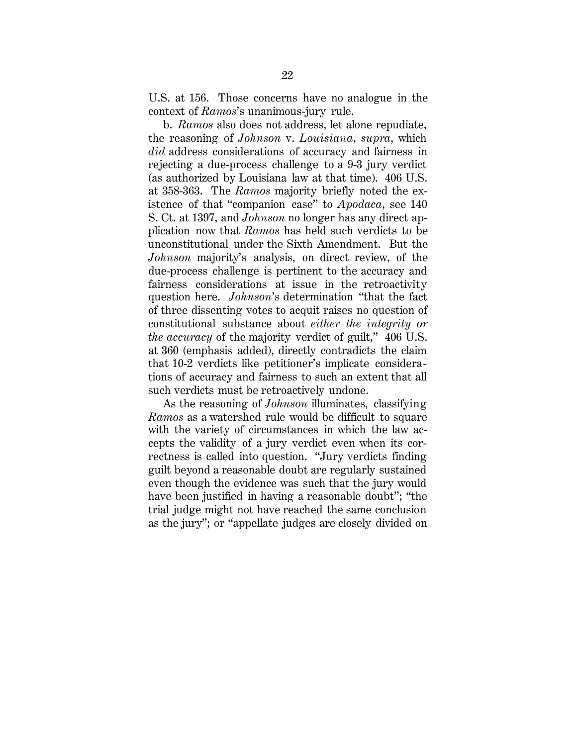U.S. at 156. Those concerns have no analogue in the context of *Ramos*'s unanimous-jury rule.

b. *Ramos* also does not address, let alone repudiate, the reasoning of *Johnson* v. *Louisiana*, *supra*, which *did* address considerations of accuracy and fairness in rejecting a due-process challenge to a 9-3 jury verdict (as authorized by Louisiana law at that time). 406 U.S. at 358-363. The *Ramos* majority briefly noted the existence of that "companion case" to *Apodaca*, see 140 S. Ct. at 1397, and *Johnson* no longer has any direct application now that *Ramos* has held such verdicts to be unconstitutional under the Sixth Amendment. But the *Johnson* majority's analysis, on direct review, of the due-process challenge is pertinent to the accuracy and fairness considerations at issue in the retroactivity question here. *Johnson*'s determination "that the fact of three dissenting votes to acquit raises no question of constitutional substance about *either the integrity or the accuracy* of the majority verdict of guilt," 406 U.S. at 360 (emphasis added), directly contradicts the claim that 10-2 verdicts like petitioner's implicate considerations of accuracy and fairness to such an extent that all such verdicts must be retroactively undone.

As the reasoning of *Johnson* illuminates, classifying *Ramos* as a watershed rule would be difficult to square with the variety of circumstances in which the law accepts the validity of a jury verdict even when its correctness is called into question. "Jury verdicts finding guilt beyond a reasonable doubt are regularly sustained even though the evidence was such that the jury would have been justified in having a reasonable doubt"; "the trial judge might not have reached the same conclusion as the jury"; or "appellate judges are closely divided on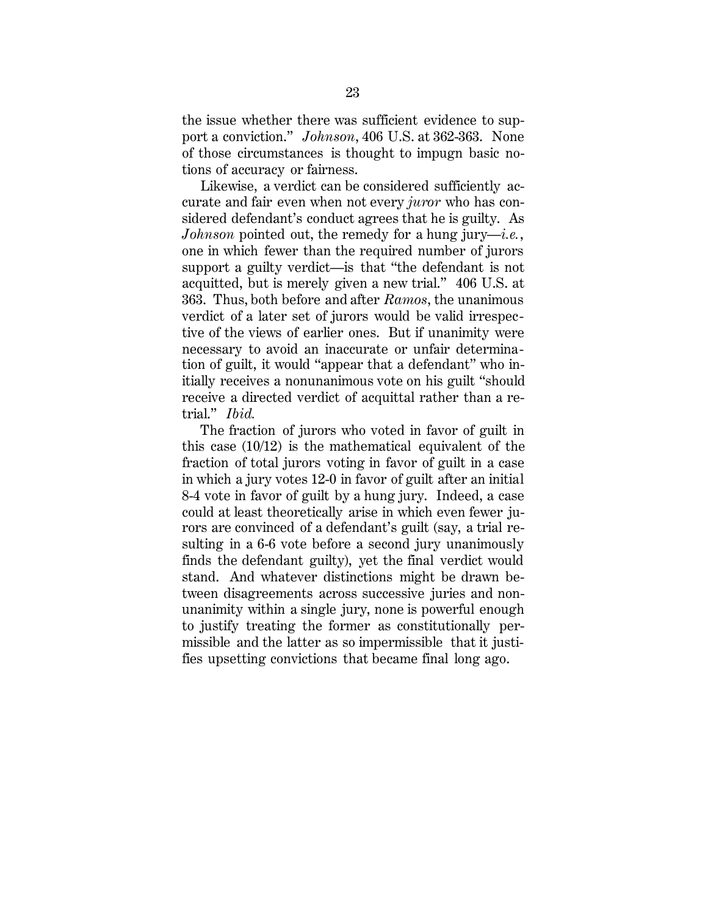the issue whether there was sufficient evidence to support a conviction." *Johnson*, 406 U.S. at 362-363. None of those circumstances is thought to impugn basic notions of accuracy or fairness.

Likewise, a verdict can be considered sufficiently accurate and fair even when not every *juror* who has considered defendant's conduct agrees that he is guilty. As *Johnson* pointed out, the remedy for a hung jury—*i.e.*, one in which fewer than the required number of jurors support a guilty verdict—is that "the defendant is not acquitted, but is merely given a new trial." 406 U.S. at 363. Thus, both before and after *Ramos*, the unanimous verdict of a later set of jurors would be valid irrespective of the views of earlier ones. But if unanimity were necessary to avoid an inaccurate or unfair determination of guilt, it would "appear that a defendant" who initially receives a nonunanimous vote on his guilt "should receive a directed verdict of acquittal rather than a retrial." *Ibid.*

The fraction of jurors who voted in favor of guilt in this case (10/12) is the mathematical equivalent of the fraction of total jurors voting in favor of guilt in a case in which a jury votes 12-0 in favor of guilt after an initial 8-4 vote in favor of guilt by a hung jury. Indeed, a case could at least theoretically arise in which even fewer jurors are convinced of a defendant's guilt (say, a trial resulting in a 6-6 vote before a second jury unanimously finds the defendant guilty), yet the final verdict would stand. And whatever distinctions might be drawn between disagreements across successive juries and nonunanimity within a single jury, none is powerful enough to justify treating the former as constitutionally permissible and the latter as so impermissible that it justifies upsetting convictions that became final long ago.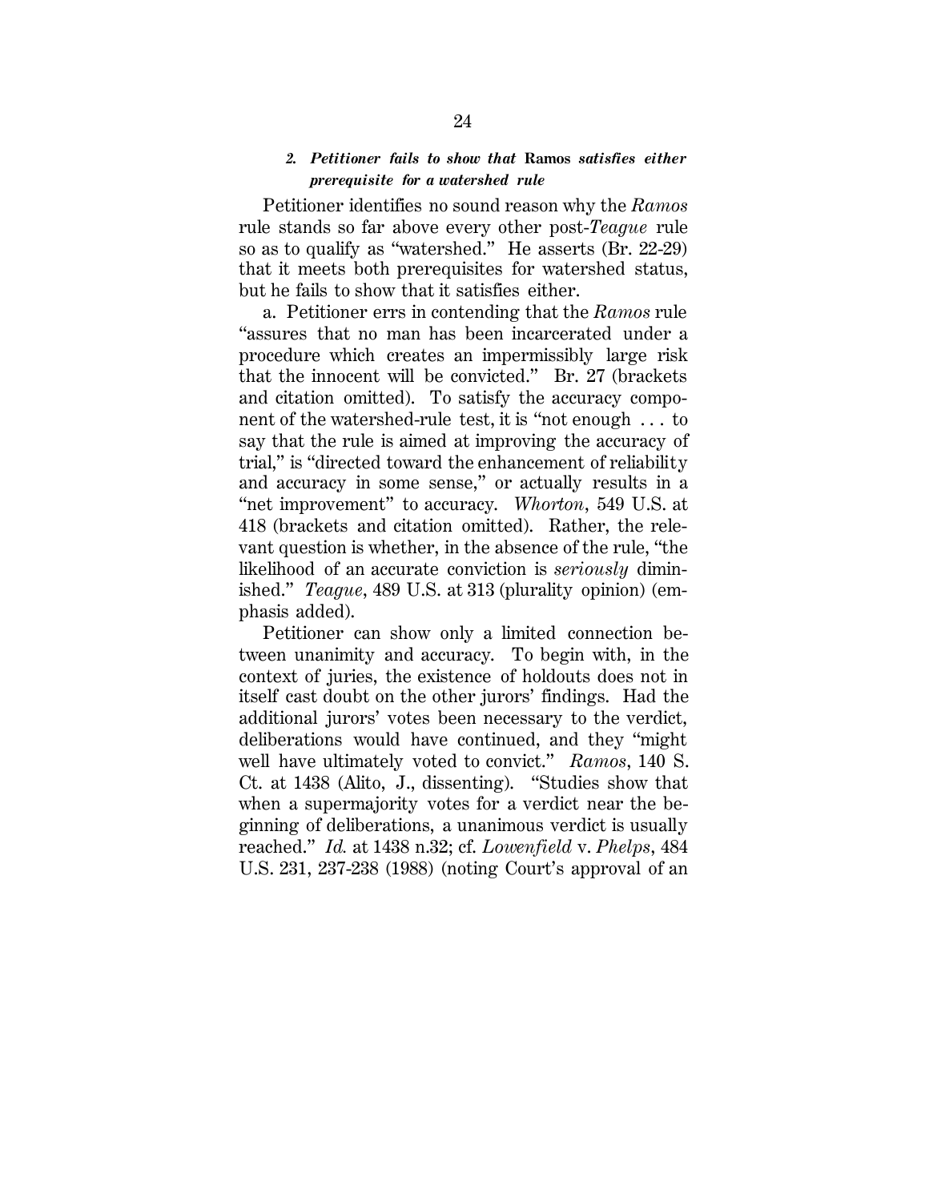#### *2. Petitioner fails to show that* **Ramos** *satisfies either prerequisite for a watershed rule*

Petitioner identifies no sound reason why the *Ramos* rule stands so far above every other post-*Teague* rule so as to qualify as "watershed." He asserts (Br. 22-29) that it meets both prerequisites for watershed status, but he fails to show that it satisfies either.

a. Petitioner errs in contending that the *Ramos* rule "assures that no man has been incarcerated under a procedure which creates an impermissibly large risk that the innocent will be convicted." Br. 27 (brackets and citation omitted). To satisfy the accuracy component of the watershed-rule test, it is "not enough . . . to say that the rule is aimed at improving the accuracy of trial," is "directed toward the enhancement of reliability and accuracy in some sense," or actually results in a "net improvement" to accuracy. *Whorton*, 549 U.S. at 418 (brackets and citation omitted). Rather, the relevant question is whether, in the absence of the rule, "the likelihood of an accurate conviction is *seriously* diminished." *Teague*, 489 U.S. at 313 (plurality opinion) (emphasis added).

Petitioner can show only a limited connection between unanimity and accuracy. To begin with, in the context of juries, the existence of holdouts does not in itself cast doubt on the other jurors' findings. Had the additional jurors' votes been necessary to the verdict, deliberations would have continued, and they "might well have ultimately voted to convict." *Ramos*, 140 S. Ct. at 1438 (Alito, J., dissenting). "Studies show that when a supermajority votes for a verdict near the beginning of deliberations, a unanimous verdict is usually reached." *Id.* at 1438 n.32; cf. *Lowenfield* v. *Phelps*, 484 U.S. 231, 237-238 (1988) (noting Court's approval of an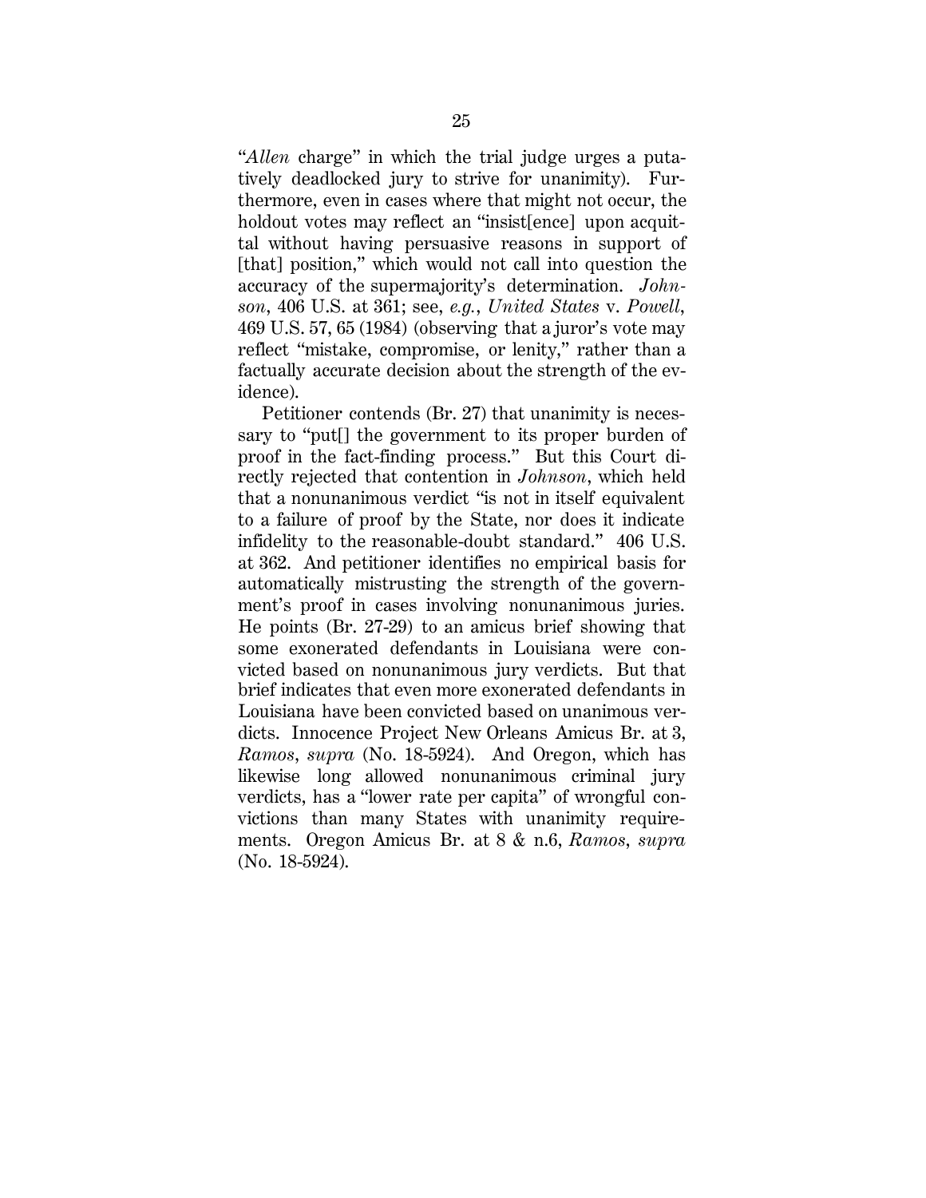"*Allen* charge" in which the trial judge urges a putatively deadlocked jury to strive for unanimity). Furthermore, even in cases where that might not occur, the holdout votes may reflect an "insist[ence] upon acquittal without having persuasive reasons in support of [that] position," which would not call into question the accuracy of the supermajority's determination. *Johnson*, 406 U.S. at 361; see, *e.g.*, *United States* v. *Powell*, 469 U.S. 57, 65 (1984) (observing that a juror's vote may reflect "mistake, compromise, or lenity," rather than a factually accurate decision about the strength of the evidence).

Petitioner contends (Br. 27) that unanimity is necessary to "put[] the government to its proper burden of proof in the fact-finding process." But this Court directly rejected that contention in *Johnson*, which held that a nonunanimous verdict "is not in itself equivalent to a failure of proof by the State, nor does it indicate infidelity to the reasonable-doubt standard." 406 U.S. at 362. And petitioner identifies no empirical basis for automatically mistrusting the strength of the government's proof in cases involving nonunanimous juries. He points (Br. 27-29) to an amicus brief showing that some exonerated defendants in Louisiana were convicted based on nonunanimous jury verdicts. But that brief indicates that even more exonerated defendants in Louisiana have been convicted based on unanimous verdicts. Innocence Project New Orleans Amicus Br. at 3, *Ramos*, *supra* (No. 18-5924). And Oregon, which has likewise long allowed nonunanimous criminal jury verdicts, has a "lower rate per capita" of wrongful convictions than many States with unanimity requirements. Oregon Amicus Br. at 8 & n.6, *Ramos*, *supra* (No. 18-5924).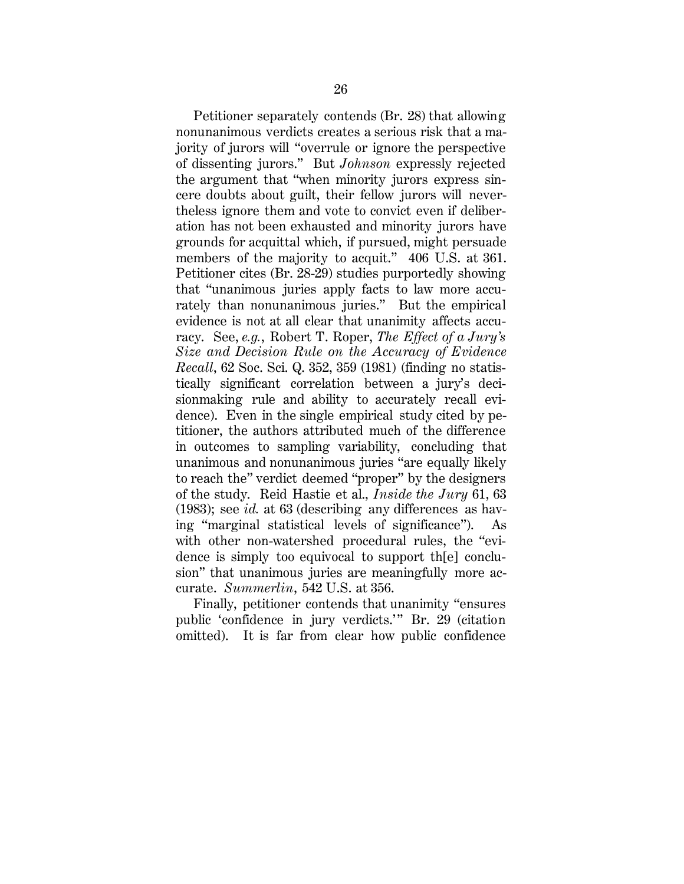Petitioner separately contends (Br. 28) that allowing nonunanimous verdicts creates a serious risk that a majority of jurors will "overrule or ignore the perspective of dissenting jurors." But *Johnson* expressly rejected the argument that "when minority jurors express sincere doubts about guilt, their fellow jurors will nevertheless ignore them and vote to convict even if deliberation has not been exhausted and minority jurors have grounds for acquittal which, if pursued, might persuade members of the majority to acquit." 406 U.S. at 361. Petitioner cites (Br. 28-29) studies purportedly showing that "unanimous juries apply facts to law more accurately than nonunanimous juries." But the empirical evidence is not at all clear that unanimity affects accuracy. See, *e.g.*, Robert T. Roper, *The Effect of a Jury's Size and Decision Rule on the Accuracy of Evidence Recall*, 62 Soc. Sci. Q. 352, 359 (1981) (finding no statistically significant correlation between a jury's decisionmaking rule and ability to accurately recall evidence). Even in the single empirical study cited by petitioner, the authors attributed much of the difference in outcomes to sampling variability, concluding that unanimous and nonunanimous juries "are equally likely to reach the" verdict deemed "proper" by the designers of the study. Reid Hastie et al., *Inside the Jury* 61, 63 (1983); see *id.* at 63 (describing any differences as having "marginal statistical levels of significance"). As with other non-watershed procedural rules, the "evidence is simply too equivocal to support th[e] conclusion" that unanimous juries are meaningfully more accurate. *Summerlin*, 542 U.S. at 356.

Finally, petitioner contends that unanimity "ensures public 'confidence in jury verdicts.'" Br. 29 (citation omitted). It is far from clear how public confidence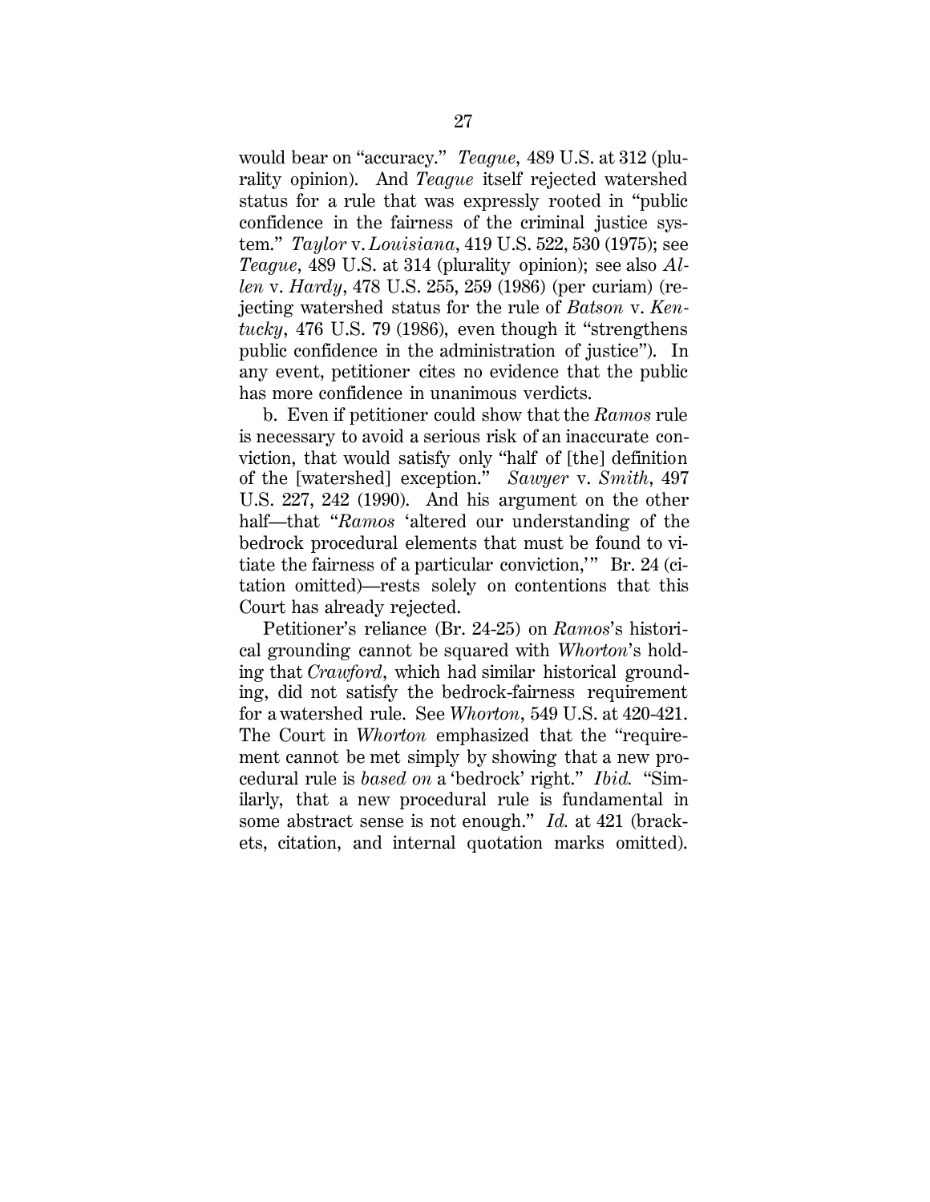would bear on "accuracy." *Teague*, 489 U.S. at 312 (plurality opinion). And *Teague* itself rejected watershed status for a rule that was expressly rooted in "public confidence in the fairness of the criminal justice system." *Taylor* v. *Louisiana*, 419 U.S. 522, 530 (1975); see *Teague*, 489 U.S. at 314 (plurality opinion); see also *Allen* v. *Hardy*, 478 U.S. 255, 259 (1986) (per curiam) (rejecting watershed status for the rule of *Batson* v. *Kentucky*, 476 U.S. 79 (1986), even though it "strengthens public confidence in the administration of justice"). In any event, petitioner cites no evidence that the public has more confidence in unanimous verdicts.

b. Even if petitioner could show that the *Ramos* rule is necessary to avoid a serious risk of an inaccurate conviction, that would satisfy only "half of [the] definition of the [watershed] exception." *Sawyer* v. *Smith*, 497 U.S. 227, 242 (1990). And his argument on the other half—that "*Ramos* 'altered our understanding of the bedrock procedural elements that must be found to vitiate the fairness of a particular conviction,'" Br. 24 (citation omitted)—rests solely on contentions that this Court has already rejected.

Petitioner's reliance (Br. 24-25) on *Ramos*'s historical grounding cannot be squared with *Whorton*'s holding that *Crawford*, which had similar historical grounding, did not satisfy the bedrock-fairness requirement for a watershed rule. See *Whorton*, 549 U.S. at 420-421. The Court in *Whorton* emphasized that the "requirement cannot be met simply by showing that a new procedural rule is *based on* a 'bedrock' right." *Ibid.* "Similarly, that a new procedural rule is fundamental in some abstract sense is not enough." *Id.* at 421 (brackets, citation, and internal quotation marks omitted).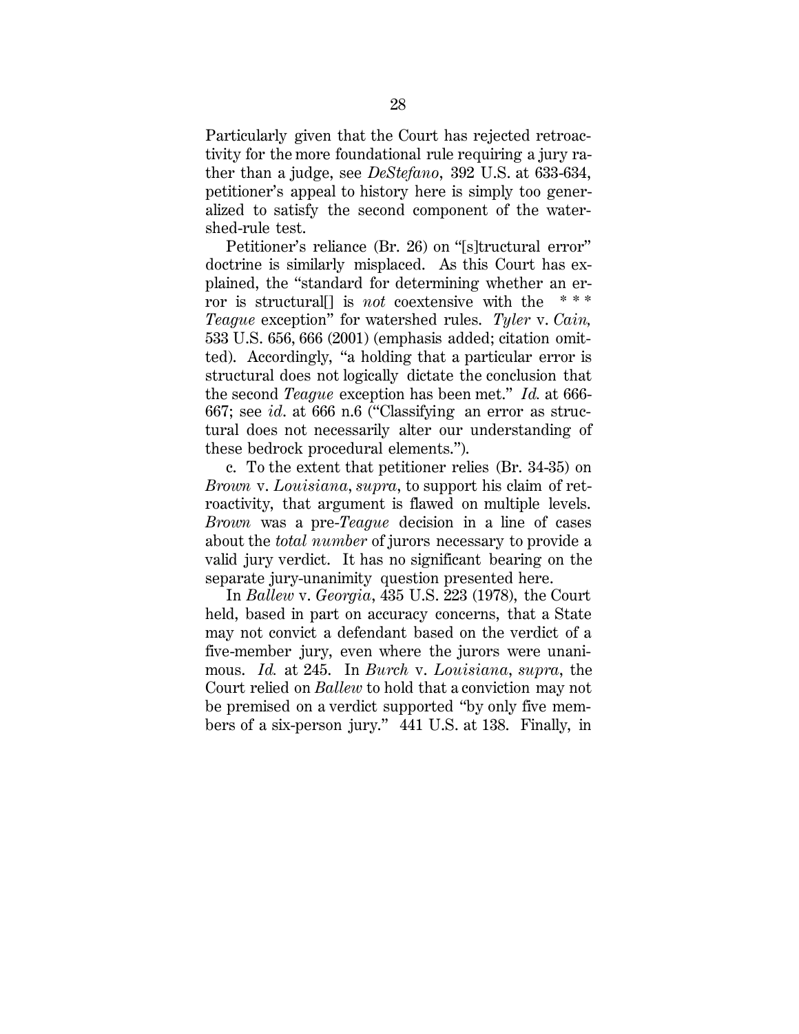Particularly given that the Court has rejected retroactivity for the more foundational rule requiring a jury rather than a judge, see *DeStefano*, 392 U.S. at 633-634, petitioner's appeal to history here is simply too generalized to satisfy the second component of the watershed-rule test.

Petitioner's reliance (Br. 26) on "[s]tructural error" doctrine is similarly misplaced. As this Court has explained, the "standard for determining whether an error is structural[] is *not* coextensive with the \* \* \* *Teague* exception" for watershed rules. *Tyler* v. *Cain,* 533 U.S. 656, 666 (2001) (emphasis added; citation omitted). Accordingly, "a holding that a particular error is structural does not logically dictate the conclusion that the second *Teague* exception has been met." *Id.* at 666-667; see *id*. at 666 n.6 ("Classifying an error as structural does not necessarily alter our understanding of these bedrock procedural elements.").

c. To the extent that petitioner relies (Br. 34-35) on *Brown* v. *Louisiana*, *supra*, to support his claim of retroactivity, that argument is flawed on multiple levels. *Brown* was a pre-*Teague* decision in a line of cases about the *total number* of jurors necessary to provide a valid jury verdict. It has no significant bearing on the separate jury-unanimity question presented here.

In *Ballew* v. *Georgia*, 435 U.S. 223 (1978), the Court held, based in part on accuracy concerns, that a State may not convict a defendant based on the verdict of a five-member jury, even where the jurors were unanimous. *Id.* at 245. In *Burch* v. *Louisiana*, *supra*, the Court relied on *Ballew* to hold that a conviction may not be premised on a verdict supported "by only five members of a six-person jury." 441 U.S. at 138. Finally, in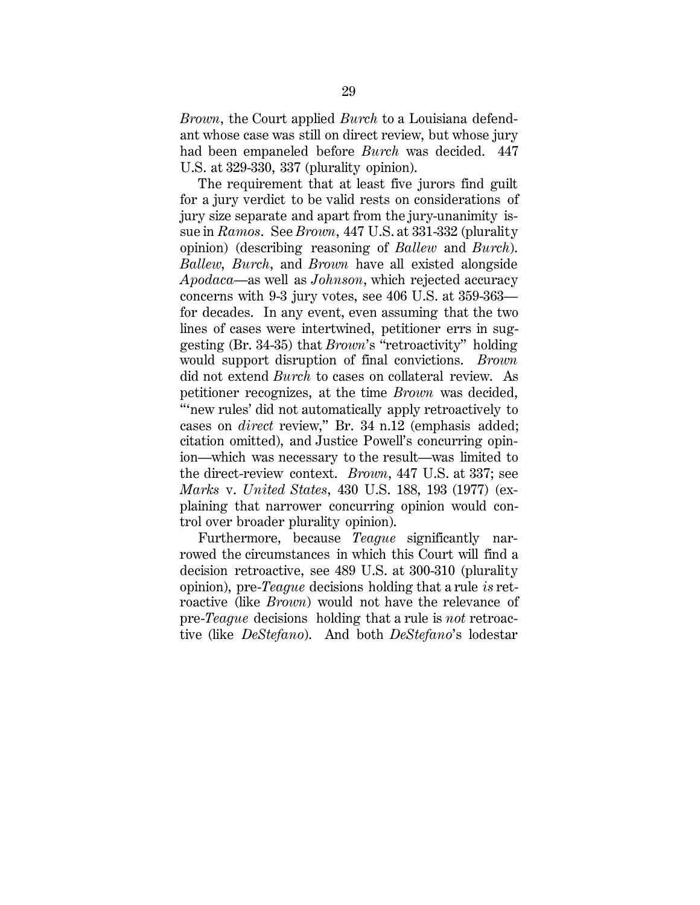*Brown*, the Court applied *Burch* to a Louisiana defendant whose case was still on direct review, but whose jury had been empaneled before *Burch* was decided. 447 U.S. at 329-330, 337 (plurality opinion).

The requirement that at least five jurors find guilt for a jury verdict to be valid rests on considerations of jury size separate and apart from the jury-unanimity issue in *Ramos*. See *Brown*, 447 U.S. at 331-332 (plurality opinion) (describing reasoning of *Ballew* and *Burch*). *Ballew*, *Burch*, and *Brown* have all existed alongside *Apodaca*—as well as *Johnson*, which rejected accuracy concerns with 9-3 jury votes, see 406 U.S. at 359-363—for decades. In any event, even assuming that the two lines of cases were intertwined, petitioner errs in suggesting (Br. 34-35) that *Brown*'s "retroactivity" holding would support disruption of final convictions. *Brown* did not extend *Burch* to cases on collateral review. As petitioner recognizes, at the time *Brown* was decided, "'new rules' did not automatically apply retroactively to cases on *direct* review," Br. 34 n.12 (emphasis added; citation omitted), and Justice Powell's concurring opinion—which was necessary to the result—was limited to the direct-review context. *Brown*, 447 U.S. at 337; see *Marks* v. *United States*, 430 U.S. 188, 193 (1977) (explaining that narrower concurring opinion would control over broader plurality opinion).

Furthermore, because *Teague* significantly narrowed the circumstances in which this Court will find a decision retroactive, see 489 U.S. at 300-310 (plurality opinion), pre-*Teague* decisions holding that a rule *is* retroactive (like *Brown*) would not have the relevance of pre-*Teague* decisions holding that a rule is *not* retroactive (like *DeStefano*). And both *DeStefano*'s lodestar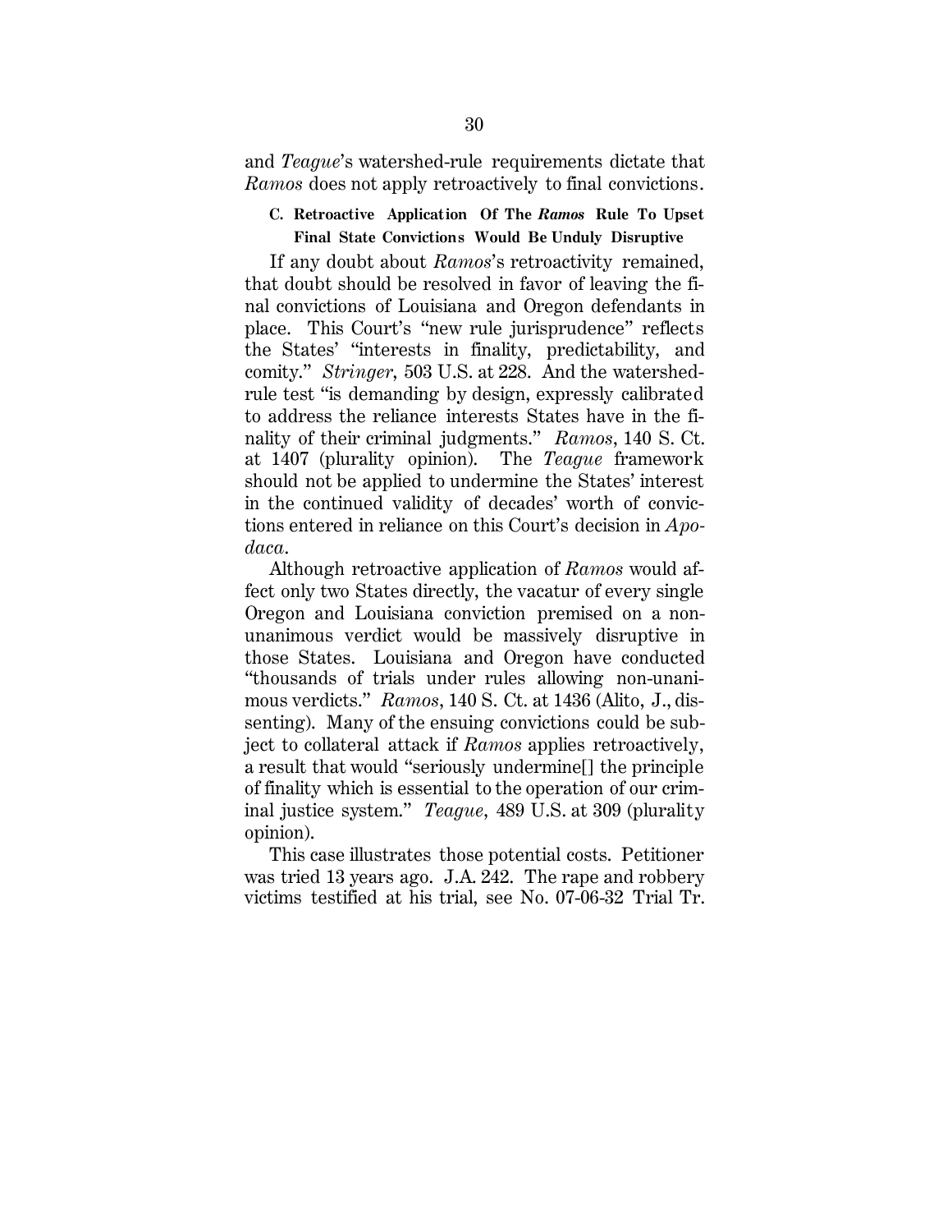and *Teague*'s watershed-rule requirements dictate that *Ramos* does not apply retroactively to final convictions.

### C. Retroactive Application Of The *Ramos* Rule To Upset Final State Convictions Would Be Unduly Disruptive

If any doubt about *Ramos*'s retroactivity remained, that doubt should be resolved in favor of leaving the final convictions of Louisiana and Oregon defendants in place. This Court's "new rule jurisprudence" reflects the States' "interests in finality, predictability, and comity." *Stringer*, 503 U.S. at 228. And the watershed-rule test "is demanding by design, expressly calibrated to address the reliance interests States have in the finality of their criminal judgments." *Ramos*, 140 S. Ct. at 1407 (plurality opinion). The *Teague* framework should not be applied to undermine the States' interest in the continued validity of decades' worth of convictions entered in reliance on this Court's decision in *Apodaca*.

Although retroactive application of *Ramos* would affect only two States directly, the vacatur of every single Oregon and Louisiana conviction premised on a non-unanimous verdict would be massively disruptive in those States. Louisiana and Oregon have conducted "thousands of trials under rules allowing non-unanimous verdicts." *Ramos*, 140 S. Ct. at 1436 (Alito, J., dissenting). Many of the ensuing convictions could be subject to collateral attack if *Ramos* applies retroactively, a result that would "seriously undermine[] the principle of finality which is essential to the operation of our criminal justice system." *Teague*, 489 U.S. at 309 (plurality opinion).

This case illustrates those potential costs. Petitioner was tried 13 years ago. J.A. 242. The rape and robbery victims testified at his trial, see No. 07-06-32 Trial Tr.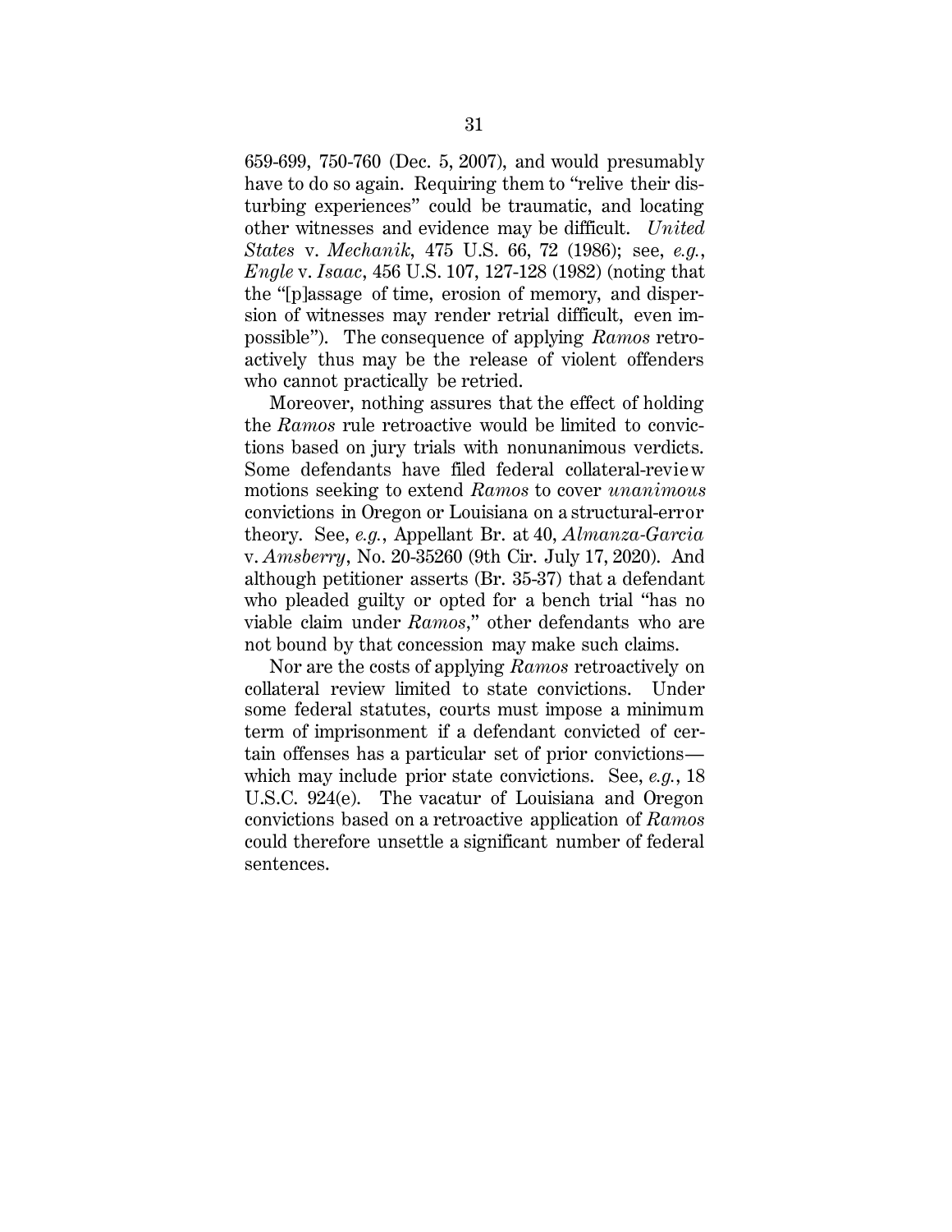659-699, 750-760 (Dec. 5, 2007), and would presumably have to do so again. Requiring them to "relive their disturbing experiences" could be traumatic, and locating other witnesses and evidence may be difficult. *United States* v. *Mechanik*, 475 U.S. 66, 72 (1986); see, *e.g.*, *Engle* v. *Isaac*, 456 U.S. 107, 127-128 (1982) (noting that the "[p]assage of time, erosion of memory, and dispersion of witnesses may render retrial difficult, even impossible"). The consequence of applying *Ramos* retroactively thus may be the release of violent offenders who cannot practically be retried.

Moreover, nothing assures that the effect of holding the *Ramos* rule retroactive would be limited to convictions based on jury trials with nonunanimous verdicts. Some defendants have filed federal collateral-review motions seeking to extend *Ramos* to cover *unanimous* convictions in Oregon or Louisiana on a structural-error theory. See, *e.g.*, Appellant Br. at 40, *Almanza-Garcia* v. *Amsberry*, No. 20-35260 (9th Cir. July 17, 2020). And although petitioner asserts (Br. 35-37) that a defendant who pleaded guilty or opted for a bench trial "has no viable claim under *Ramos*," other defendants who are not bound by that concession may make such claims.

Nor are the costs of applying *Ramos* retroactively on collateral review limited to state convictions. Under some federal statutes, courts must impose a minimum term of imprisonment if a defendant convicted of certain offenses has a particular set of prior convictions—which may include prior state convictions. See, *e.g.*, 18 U.S.C. 924(e). The vacatur of Louisiana and Oregon convictions based on a retroactive application of *Ramos* could therefore unsettle a significant number of federal sentences.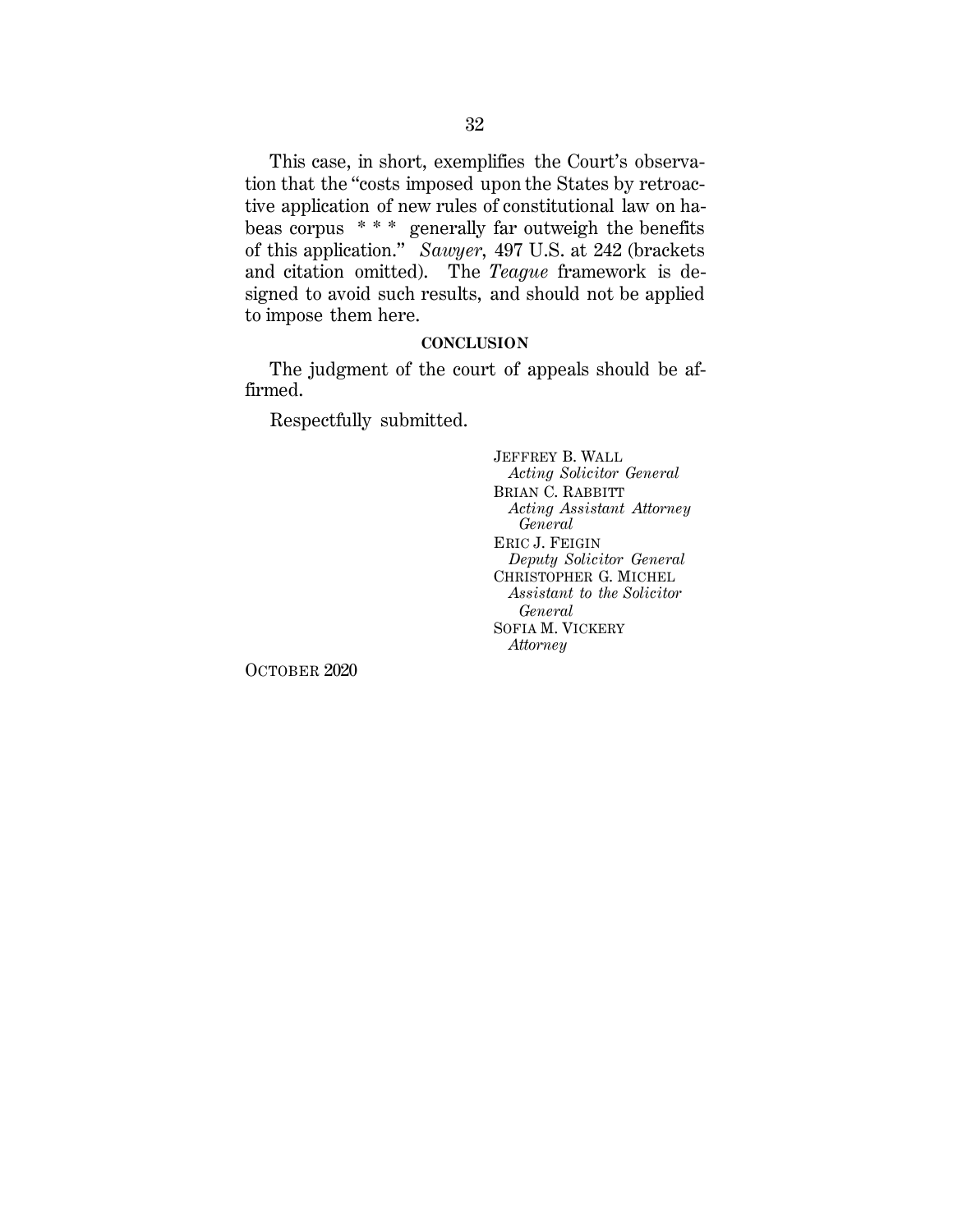This case, in short, exemplifies the Court's observation that the "costs imposed upon the States by retroactive application of new rules of constitutional law on habeas corpus * * * generally far outweigh the benefits of this application." *Sawyer*, 497 U.S. at 242 (brackets and citation omitted). The *Teague* framework is designed to avoid such results, and should not be applied to impose them here.

## CONCLUSION

The judgment of the court of appeals should be affirmed.

Respectfully submitted.

JEFFREY B. WALL  
*Acting Solicitor General*  
BRIAN C. RABBITT  
*Acting Assistant Attorney General*  
ERIC J. FEIGIN  
*Deputy Solicitor General*  
CHRISTOPHER G. MICHEL  
*Assistant to the Solicitor General*  
SOFIA M. VICKERY  
*Attorney*

OCTOBER 2020